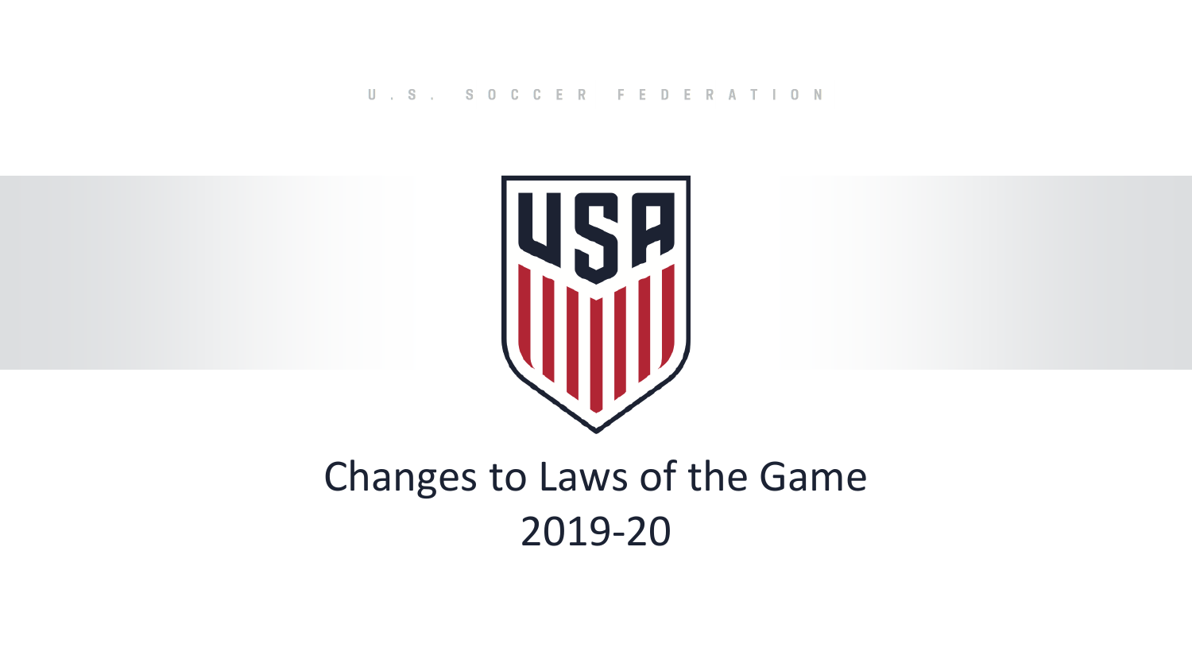U.S. SOCCER FEDERATION

# Changes to Laws of the Game 2019-20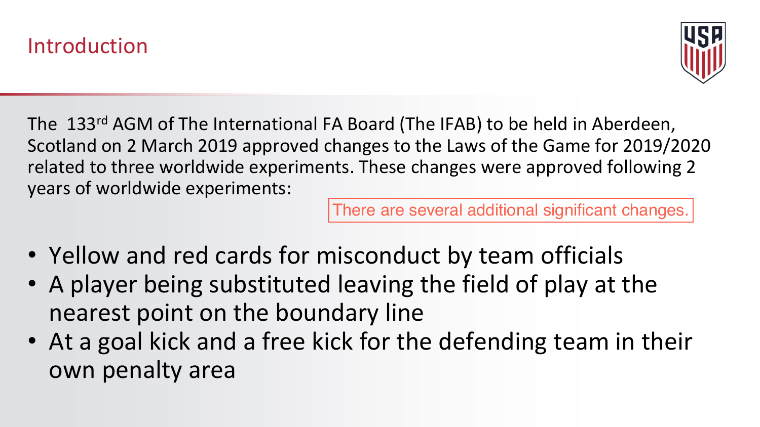# Introduction

The 133rd AGM of The International FA Board (The IFAB) to be held in Aberdeen, Scotland on 2 March 2019 approved changes to the Laws of the Game for 2019/2020 related to three worldwide experiments. These changes were approved following 2 years of worldwide experiments:

There are several additional significant changes.

- Yellow and red cards for misconduct by team officials
- A player being substituted leaving the field of play at the nearest point on the boundary line
- At a goal kick and a free kick for the defending team in their own penalty area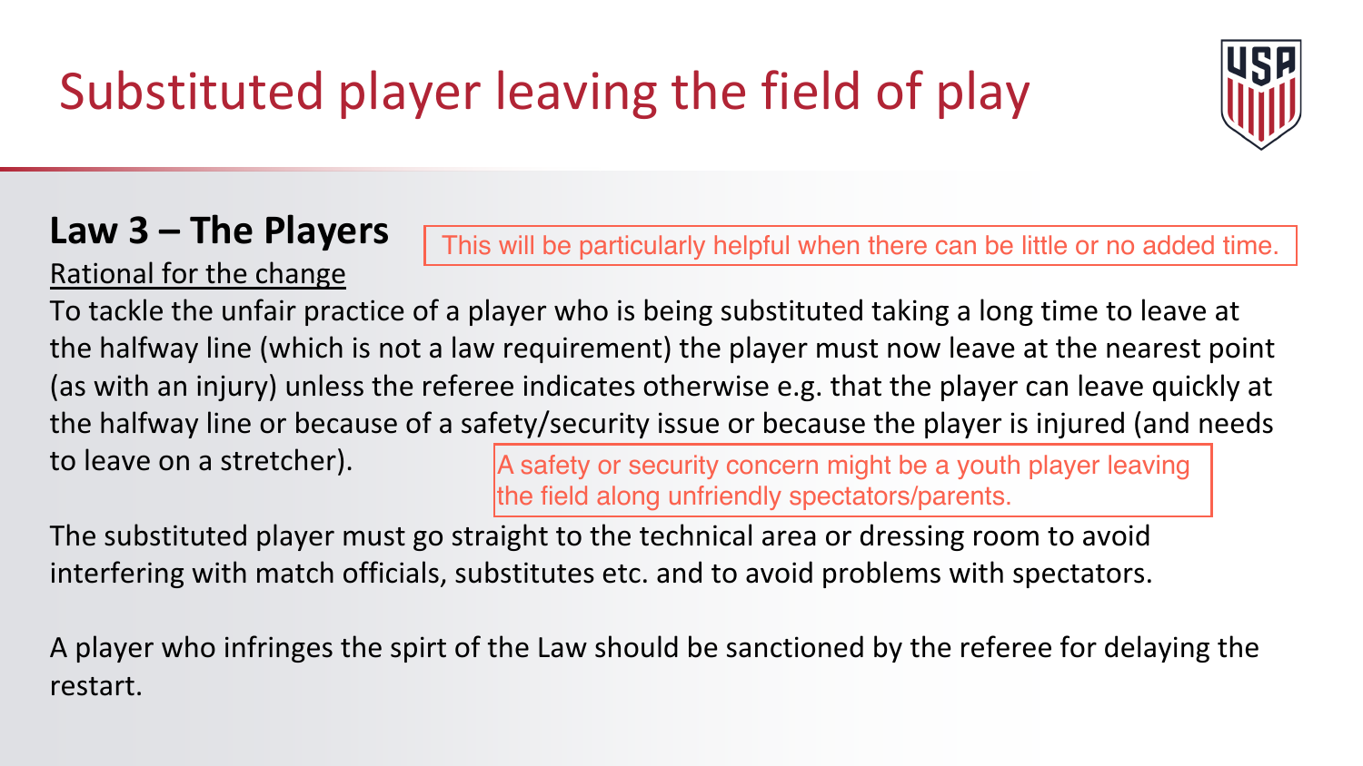# Substituted player leaving the field of play

## Law 3 – The Players

This will be particularly helpful when there can be little or no added time.

Rational for the change

To tackle the unfair practice of a player who is being substituted taking a long time to leave at the halfway line (which is not a law requirement) the player must now leave at the nearest point (as with an injury) unless the referee indicates otherwise e.g. that the player can leave quickly at the halfway line or because of a safety/security issue or because the player is injured (and needs to leave on a stretcher).

A safety or security concern might be a youth player leaving the field along unfriendly spectators/parents.

The substituted player must go straight to the technical area or dressing room to avoid interfering with match officials, substitutes etc. and to avoid problems with spectators.

A player who infringes the spirt of the Law should be sanctioned by the referee for delaying the restart.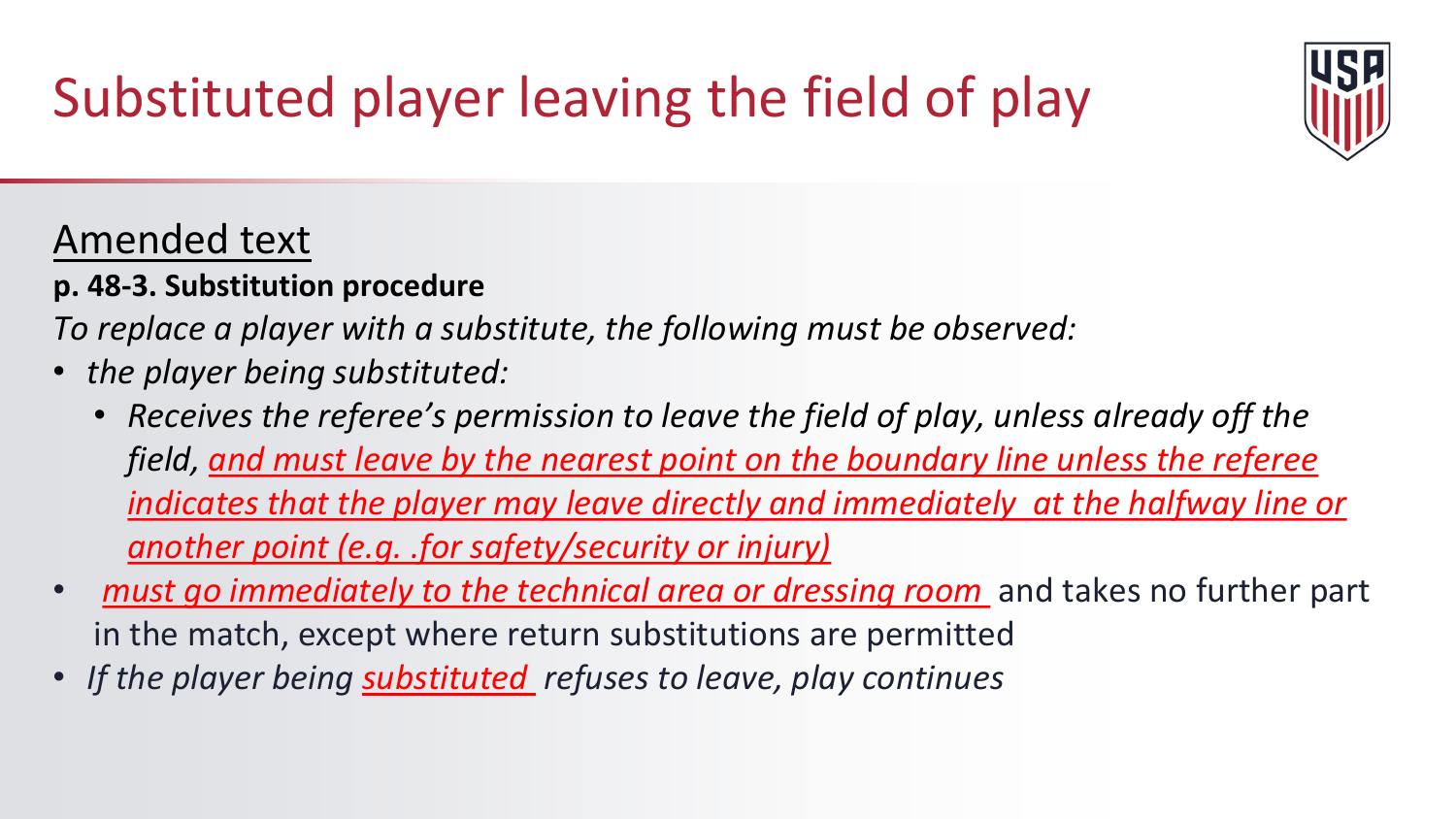# Substituted player leaving the field of play

## Amended text

**p. 48-3. Substitution procedure**

*To replace a player with a substitute, the following must be observed:*

- *the player being substituted:*
  - *Receives the referee's permission to leave the field of play, unless already off the field, <u>and must leave by the nearest point on the boundary line unless the referee indicates that the player may leave directly and immediately at the halfway line or another point (e.g. .for safety/security or injury)</u>*
- *<u>must go immediately to the technical area or dressing room</u>* and takes no further part in the match, except where return substitutions are permitted
- *If the player being <u>substituted</u> refuses to leave, play continues*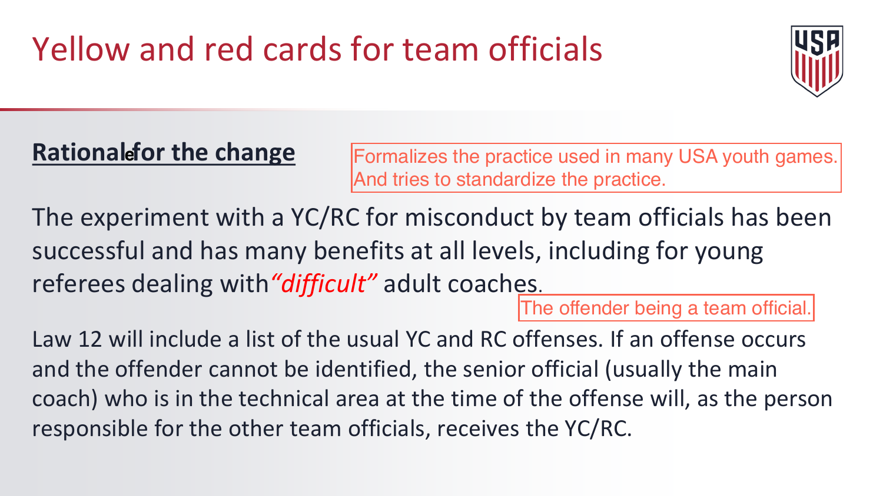# Yellow and red cards for team officials

**Rationale for the change**

Formalizes the practice used in many USA youth games. And tries to standardize the practice.

The experiment with a YC/RC for misconduct by team officials has been successful and has many benefits at all levels, including for young referees dealing with *"difficult"* adult coaches.

The offender being a team official.

Law 12 will include a list of the usual YC and RC offenses. If an offense occurs and the offender cannot be identified, the senior official (usually the main coach) who is in the technical area at the time of the offense will, as the person responsible for the other team officials, receives the YC/RC.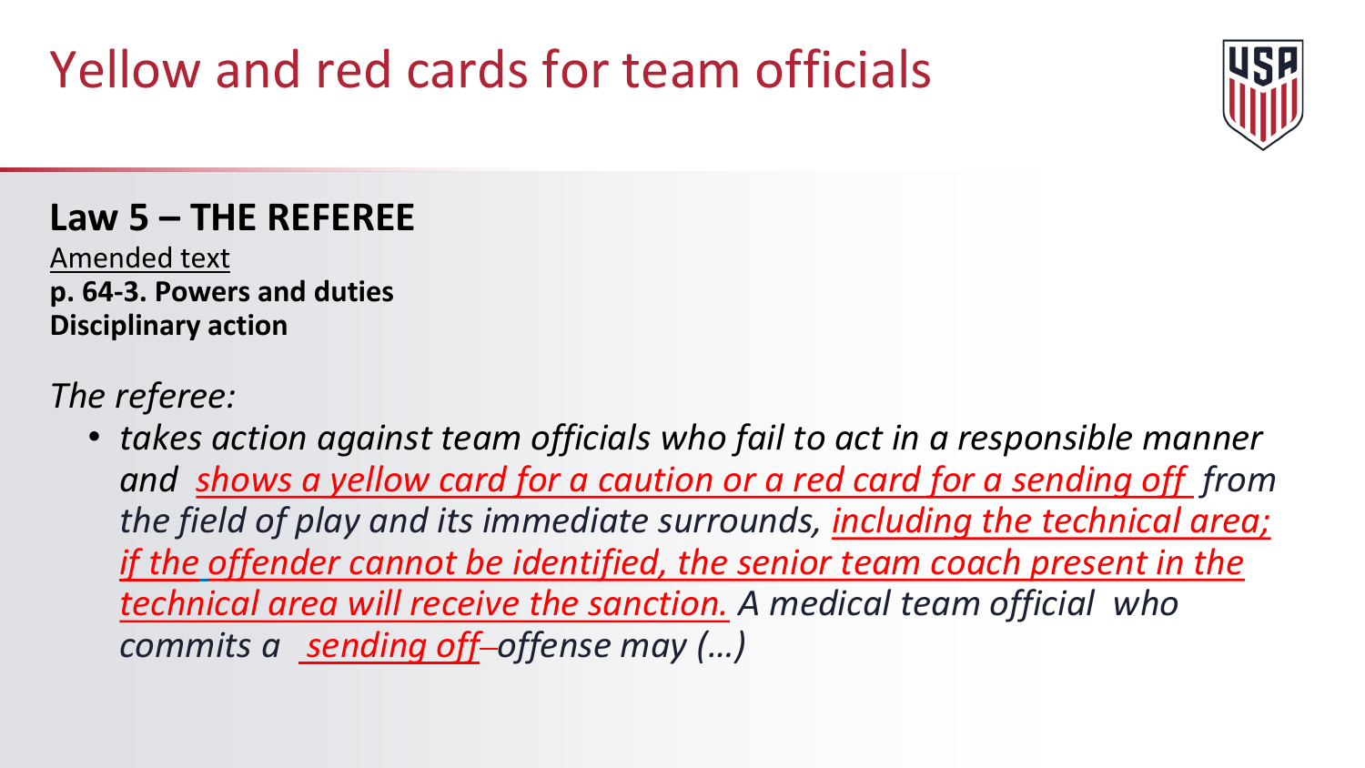# Yellow and red cards for team officials

**Law 5 – THE REFEREE**

Amended text

**p. 64-3. Powers and duties**
**Disciplinary action**

*The referee:*

- *takes action against team officials who fail to act in a responsible manner and shows a yellow card for a caution or a red card for a sending off from the field of play and its immediate surrounds, including the technical area; if the offender cannot be identified, the senior team coach present in the technical area will receive the sanction. A medical team official who commits a sending off offense may (…)*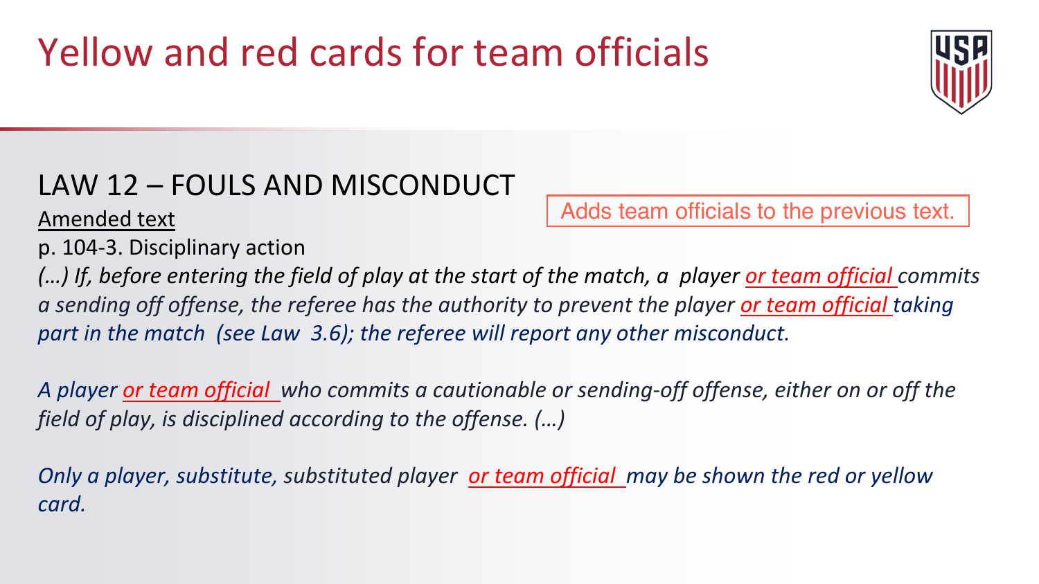# Yellow and red cards for team officials

## LAW 12 – FOULS AND MISCONDUCT

Amended text

Adds team officials to the previous text.

p. 104-3. Disciplinary action

*(…) If, before entering the field of play at the start of the match, a player <u>or team official</u> commits a sending off offense, the referee has the authority to prevent the player <u>or team official</u> taking part in the match (see Law 3.6); the referee will report any other misconduct.*

*A player <u>or team official</u> who commits a cautionable or sending-off offense, either on or off the field of play, is disciplined according to the offense. (…)*

*Only a player, substitute, substituted player <u>or team official</u> may be shown the red or yellow card.*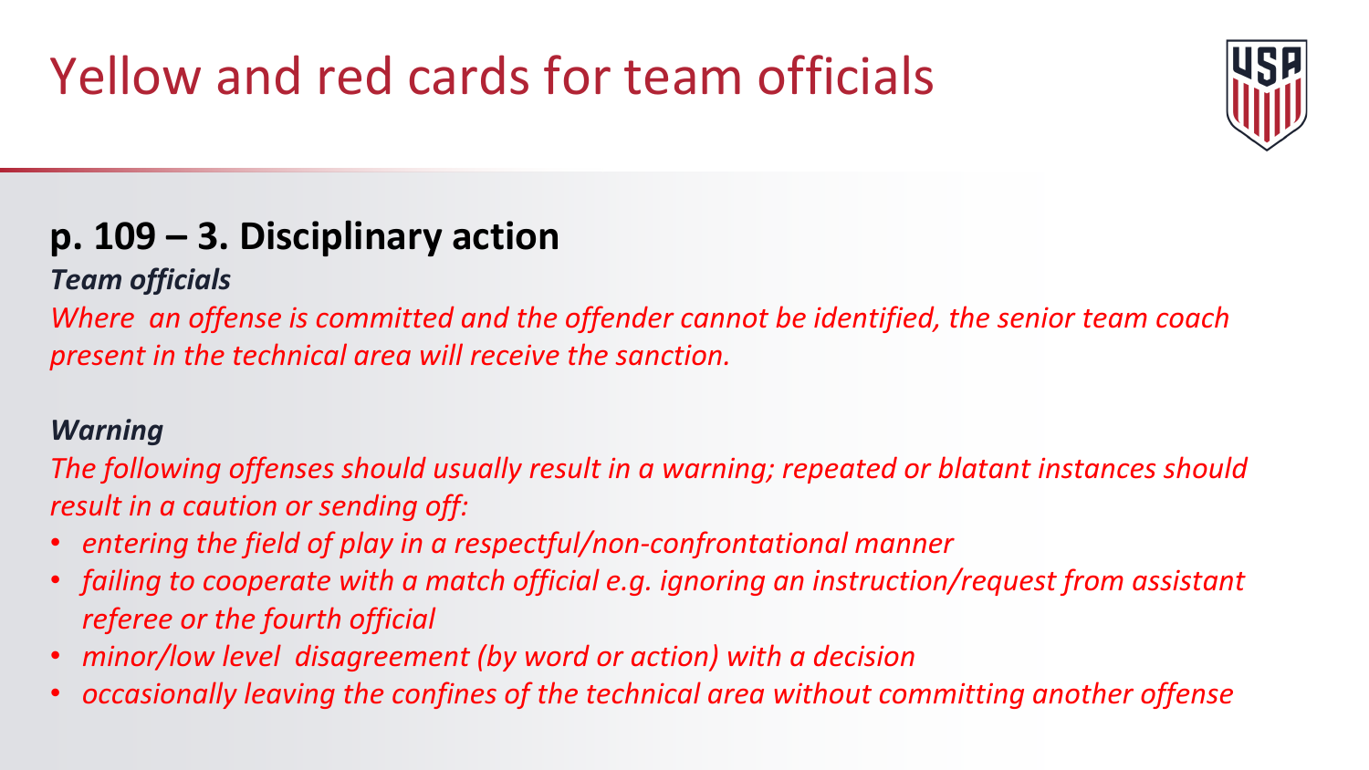# Yellow and red cards for team officials

## p. 109 – 3. Disciplinary action

***Team officials***

*Where an offense is committed and the offender cannot be identified, the senior team coach present in the technical area will receive the sanction.*

***Warning***

*The following offenses should usually result in a warning; repeated or blatant instances should result in a caution or sending off:*

- *entering the field of play in a respectful/non-confrontational manner*
- *failing to cooperate with a match official e.g. ignoring an instruction/request from assistant referee or the fourth official*
- *minor/low level disagreement (by word or action) with a decision*
- *occasionally leaving the confines of the technical area without committing another offense*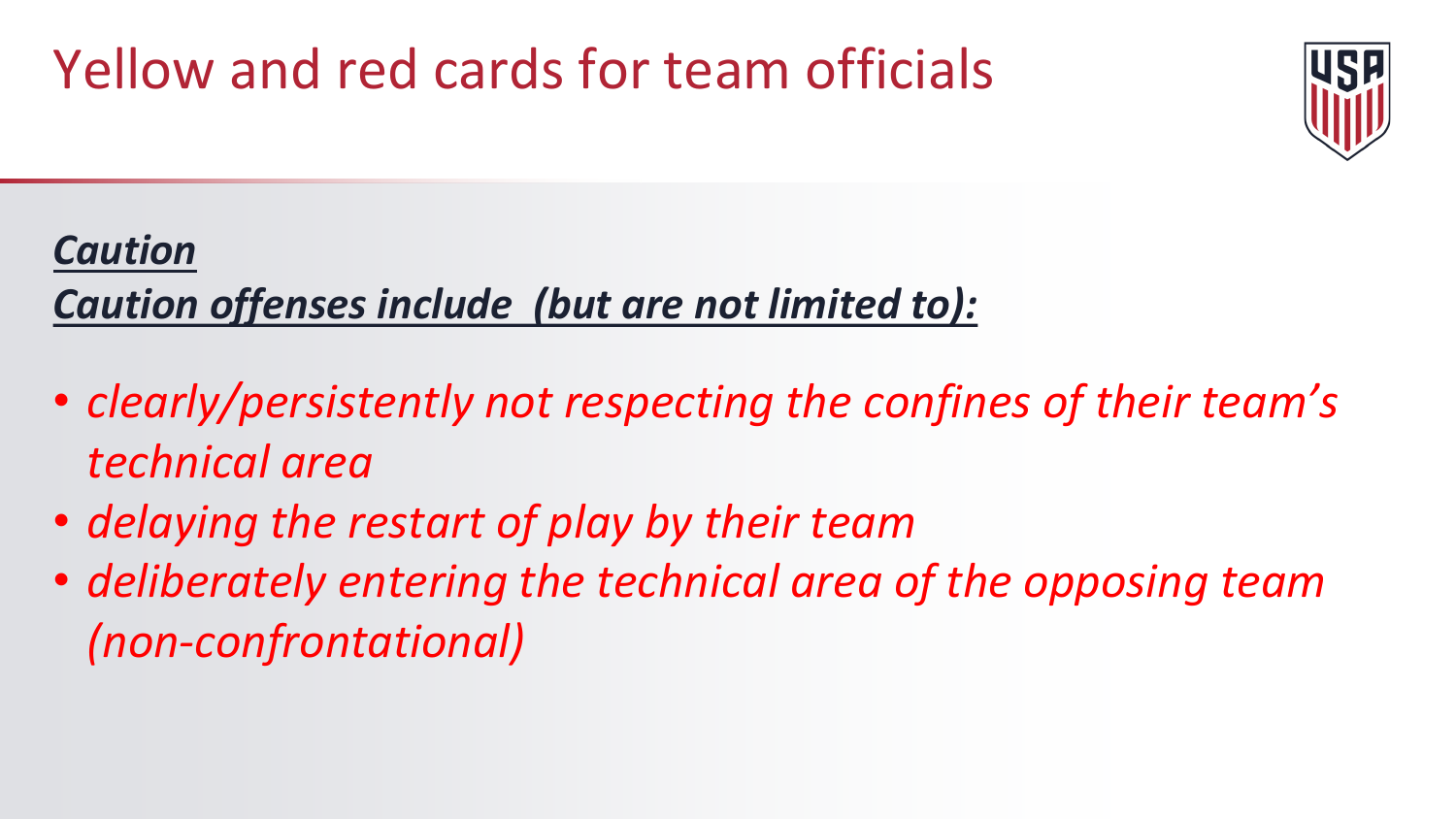# Yellow and red cards for team officials

***Caution***

***Caution offenses include (but are not limited to):***

- *clearly/persistently not respecting the confines of their team's technical area*
- *delaying the restart of play by their team*
- *deliberately entering the technical area of the opposing team (non-confrontational)*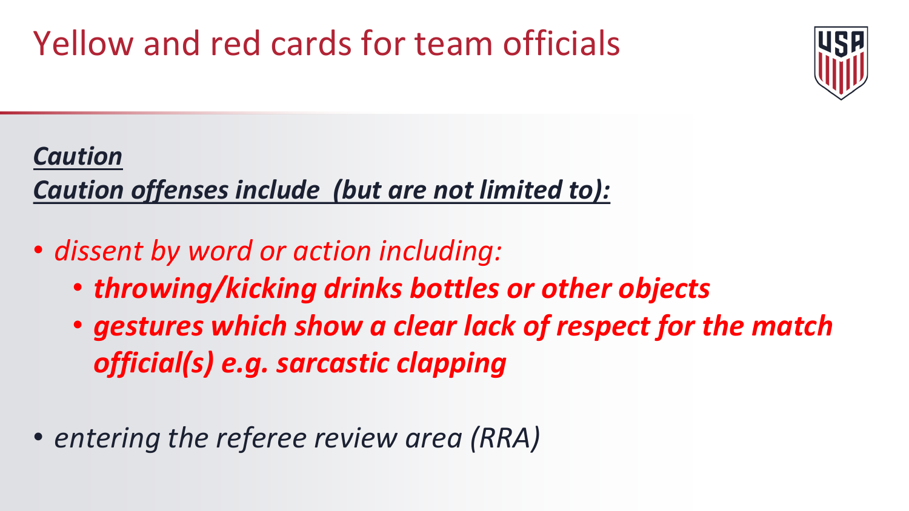# Yellow and red cards for team officials

***Caution***

***Caution offenses include (but are not limited to):***

- *dissent by word or action including:*
  - ***throwing/kicking drinks bottles or other objects***
  - ***gestures which show a clear lack of respect for the match official(s) e.g. sarcastic clapping***
- *entering the referee review area (RRA)*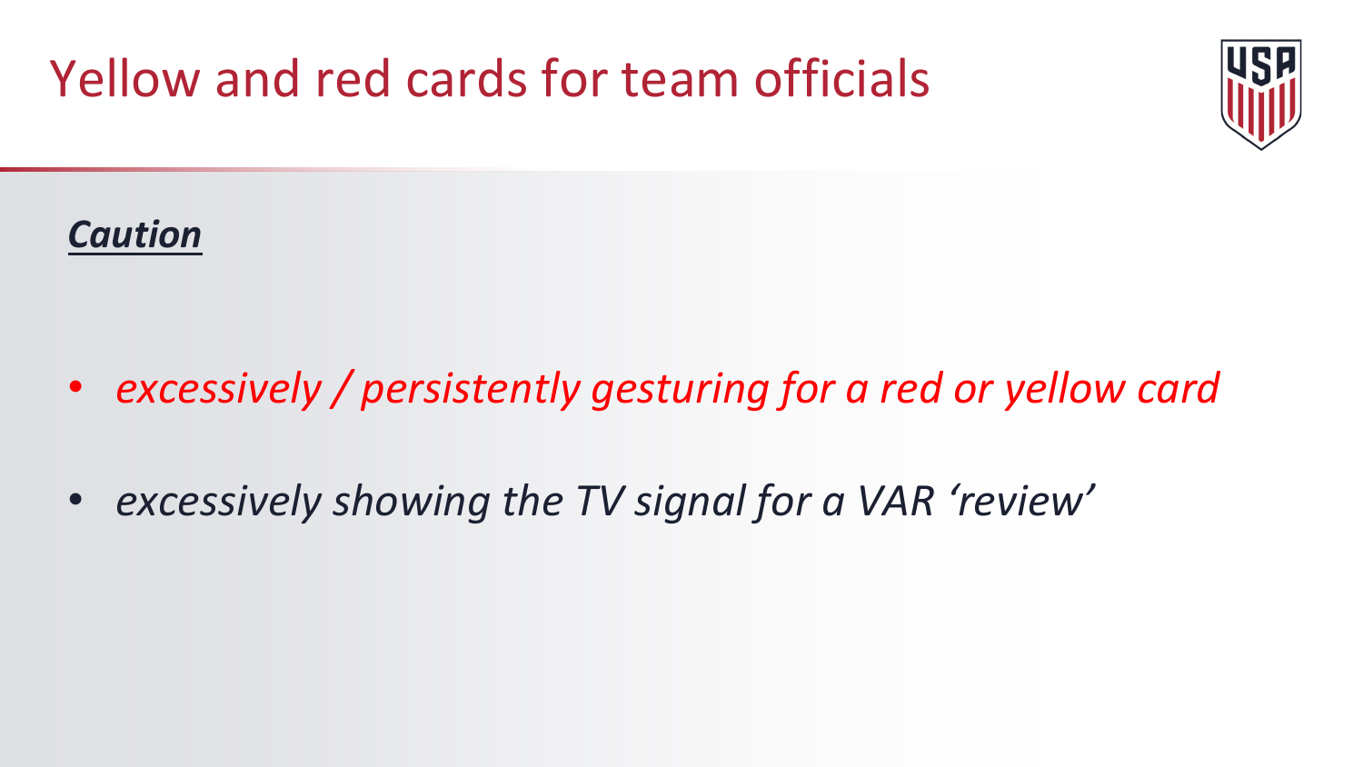# Yellow and red cards for team officials

***Caution***

- *excessively / persistently gesturing for a red or yellow card*
- *excessively showing the TV signal for a VAR 'review'*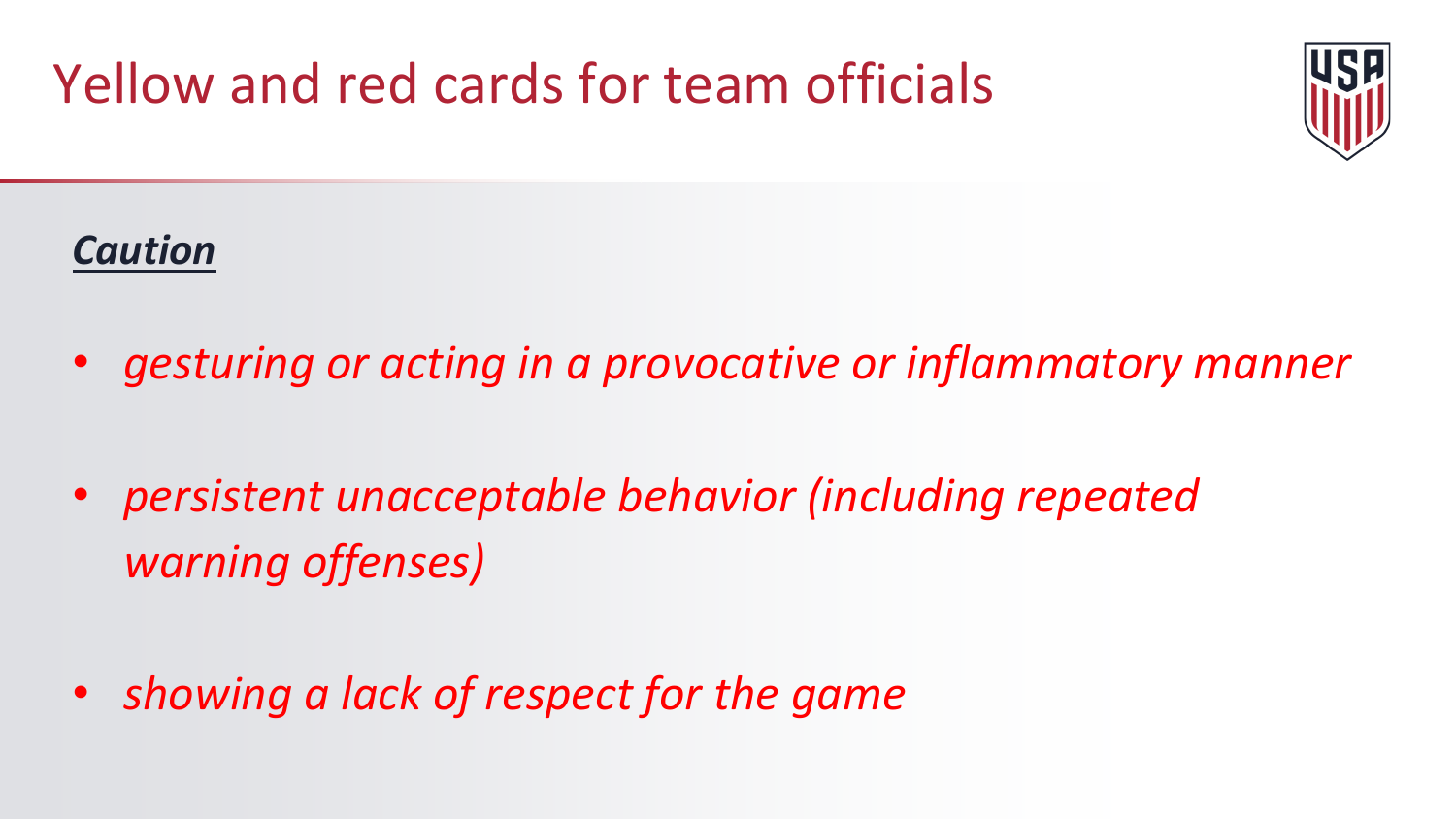# Yellow and red cards for team officials

***Caution***

- *gesturing or acting in a provocative or inflammatory manner*
- *persistent unacceptable behavior (including repeated warning offenses)*
- *showing a lack of respect for the game*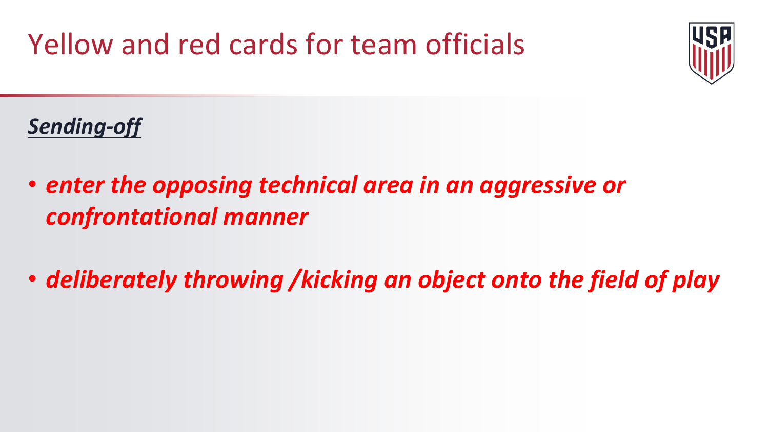# Yellow and red cards for team officials

***<u>Sending-off</u>***

- ***enter the opposing technical area in an aggressive or confrontational manner***
- ***deliberately throwing /kicking an object onto the field of play***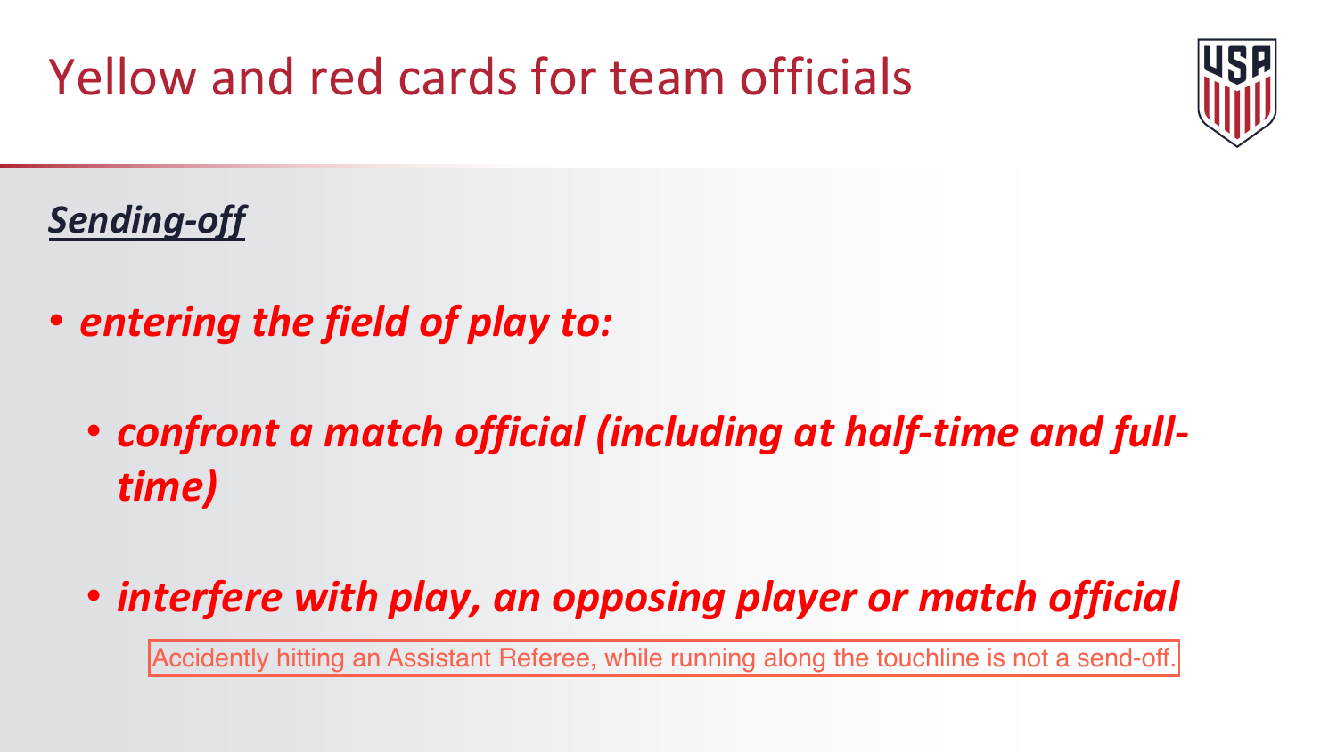# Yellow and red cards for team officials

***Sending-off***

- ***entering the field of play to:***
  - ***confront a match official (including at half-time and full-time)***
  - ***interfere with play, an opposing player or match official***

Accidently hitting an Assistant Referee, while running along the touchline is not a send-off.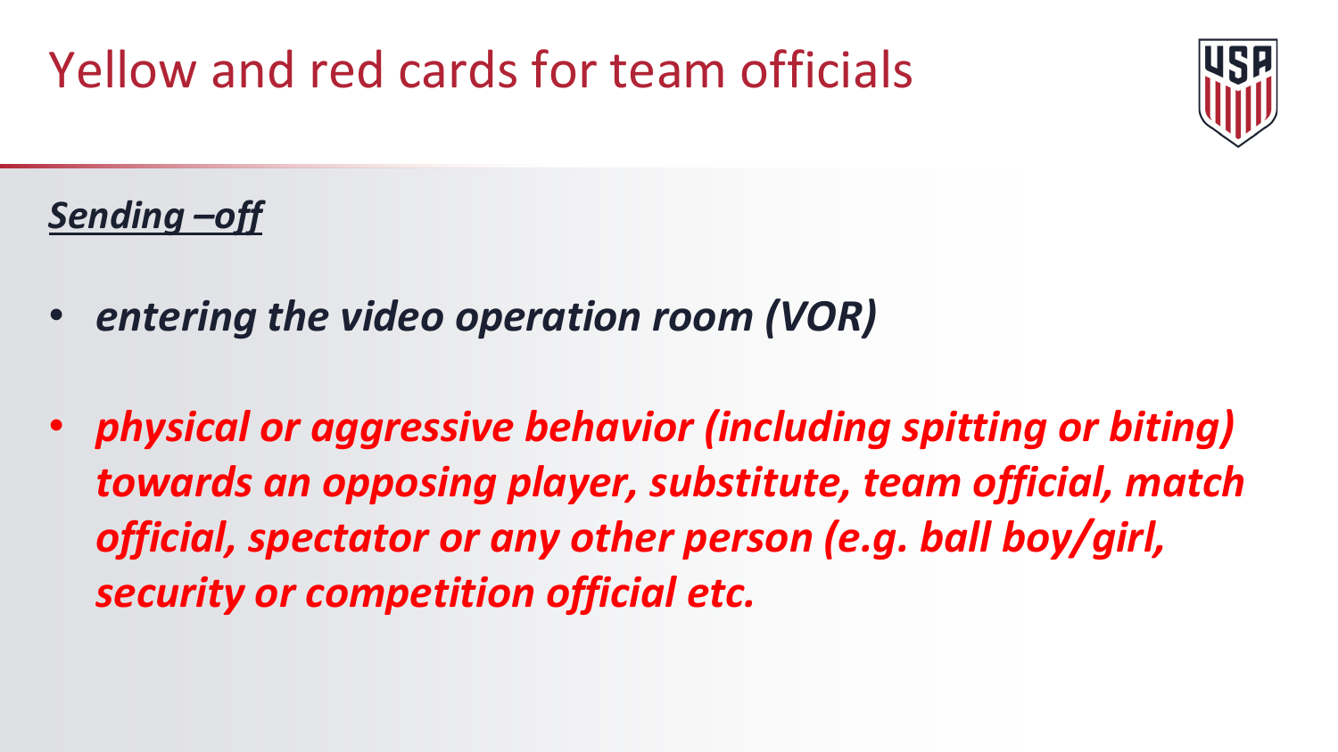# Yellow and red cards for team officials

***Sending –off***

- ***entering the video operation room (VOR)***
- ***physical or aggressive behavior (including spitting or biting) towards an opposing player, substitute, team official, match official, spectator or any other person (e.g. ball boy/girl, security or competition official etc.***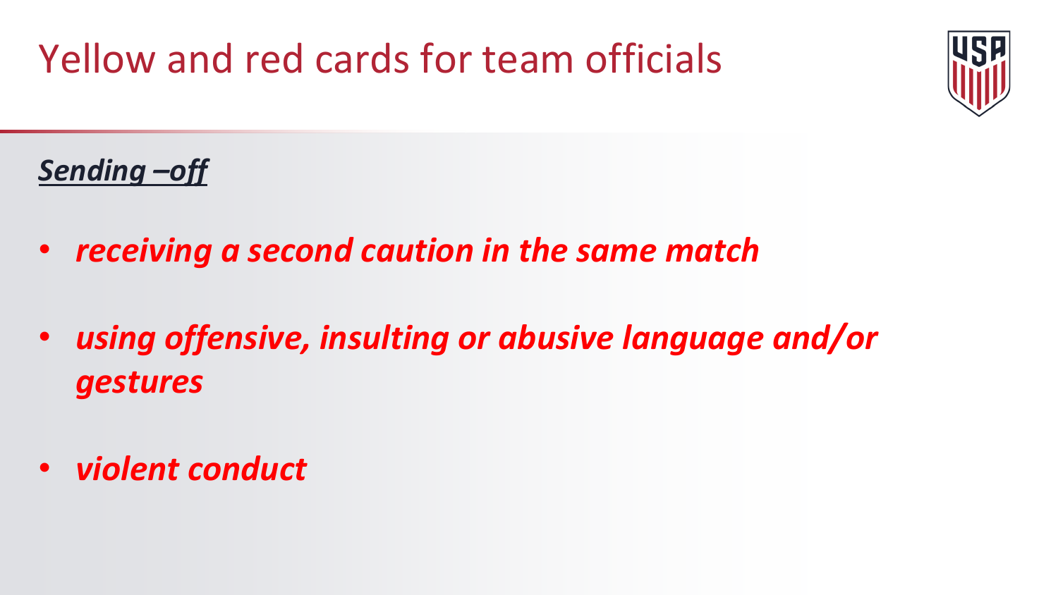# Yellow and red cards for team officials

***Sending –off***

- ***receiving a second caution in the same match***
- ***using offensive, insulting or abusive language and/or gestures***
- ***violent conduct***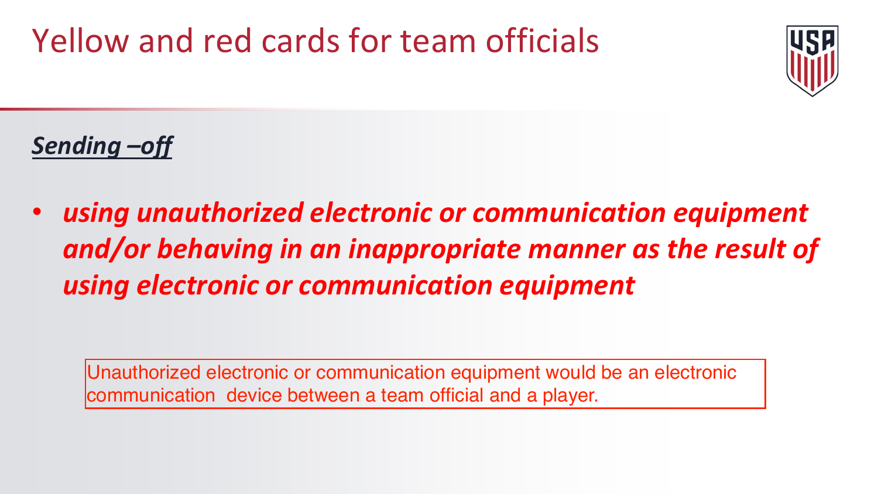# Yellow and red cards for team officials

***Sending –off***

- ***using unauthorized electronic or communication equipment and/or behaving in an inappropriate manner as the result of using electronic or communication equipment***

Unauthorized electronic or communication equipment would be an electronic communication device between a team official and a player.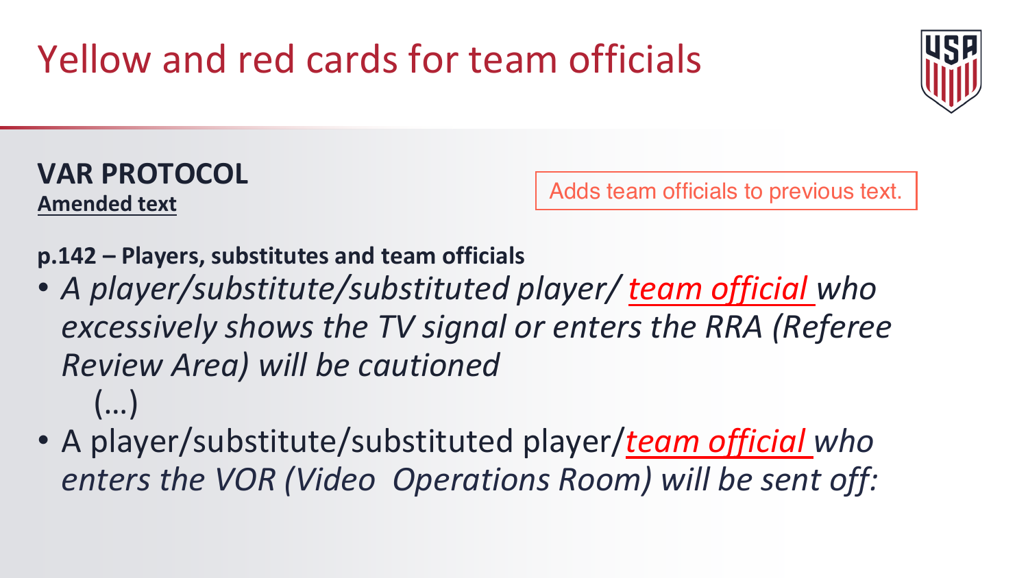# Yellow and red cards for team officials

**VAR PROTOCOL**
**Amended text**

Adds team officials to previous text.

**p.142 – Players, substitutes and team officials**

- *A player/substitute/substituted player/ team official who excessively shows the TV signal or enters the RRA (Referee Review Area) will be cautioned*

  (…)

- A player/substitute/substituted player/*team official who enters the VOR (Video Operations Room) will be sent off:*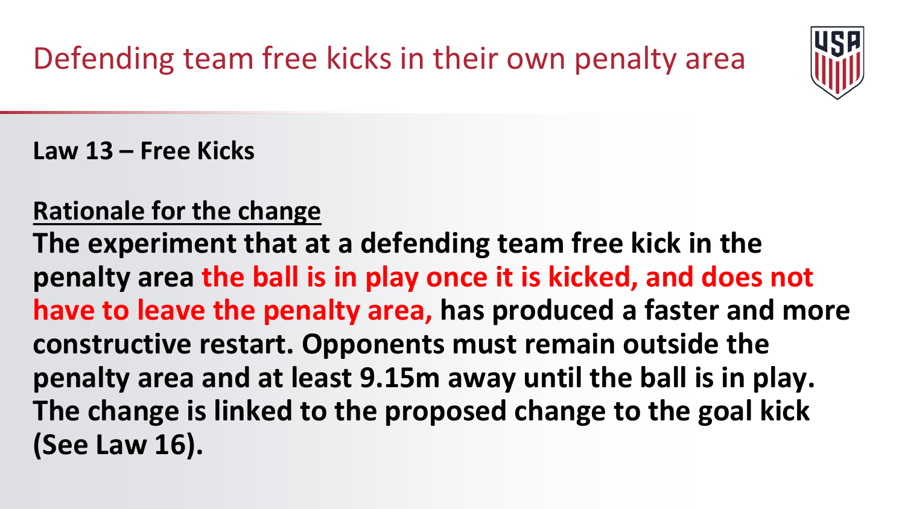# Defending team free kicks in their own penalty area

**Law 13 – Free Kicks**

**Rationale for the change**

**The experiment that at a defending team free kick in the penalty area the ball is in play once it is kicked, and does not have to leave the penalty area, has produced a faster and more constructive restart. Opponents must remain outside the penalty area and at least 9.15m away until the ball is in play. The change is linked to the proposed change to the goal kick (See Law 16).**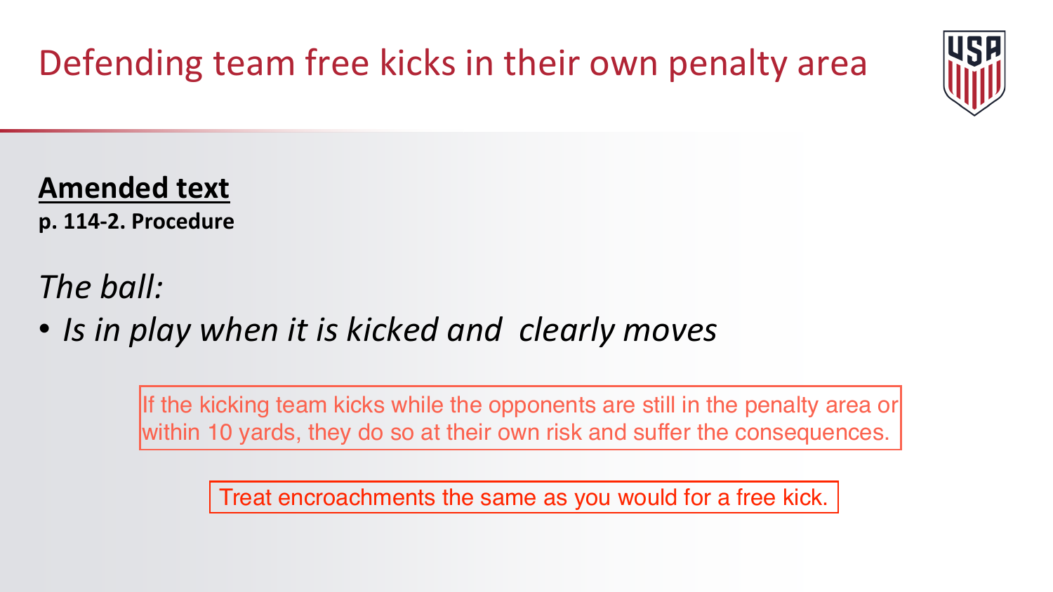# Defending team free kicks in their own penalty area

**Amended text**

**p. 114-2. Procedure**

*The ball:*

- *Is in play when it is kicked and clearly moves*

If the kicking team kicks while the opponents are still in the penalty area or within 10 yards, they do so at their own risk and suffer the consequences.

Treat encroachments the same as you would for a free kick.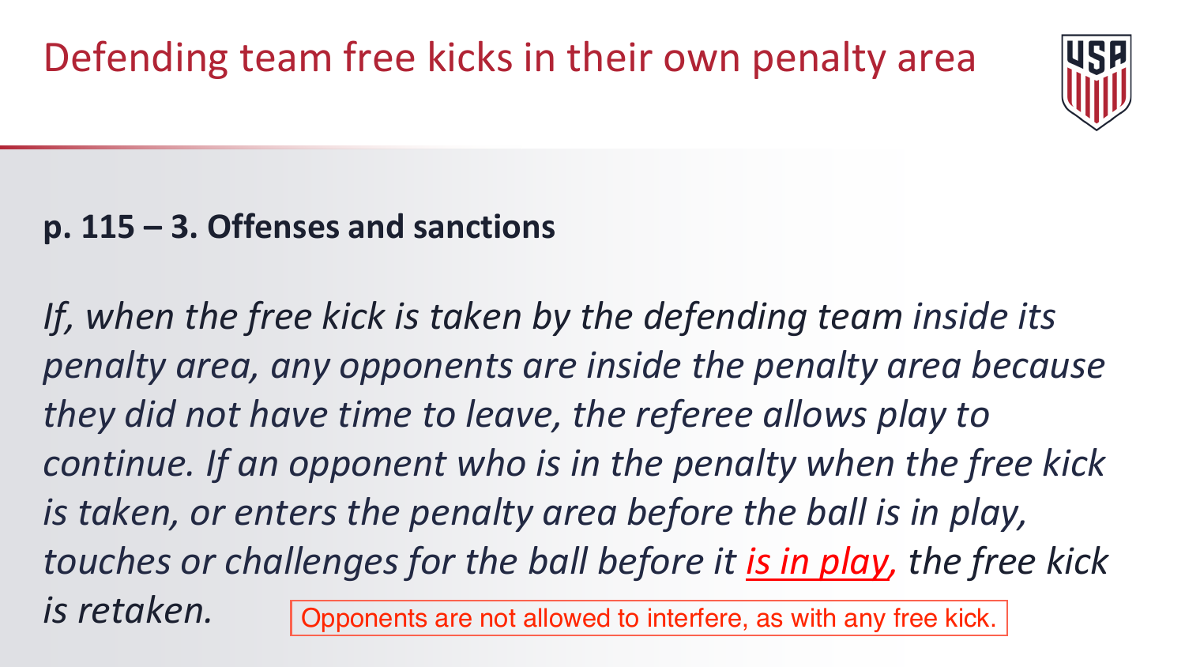# Defending team free kicks in their own penalty area

**p. 115 – 3. Offenses and sanctions**

*If, when the free kick is taken by the defending team inside its penalty area, any opponents are inside the penalty area because they did not have time to leave, the referee allows play to continue. If an opponent who is in the penalty when the free kick is taken, or enters the penalty area before the ball is in play, touches or challenges for the ball before it is in play, the free kick is retaken.*

Opponents are not allowed to interfere, as with any free kick.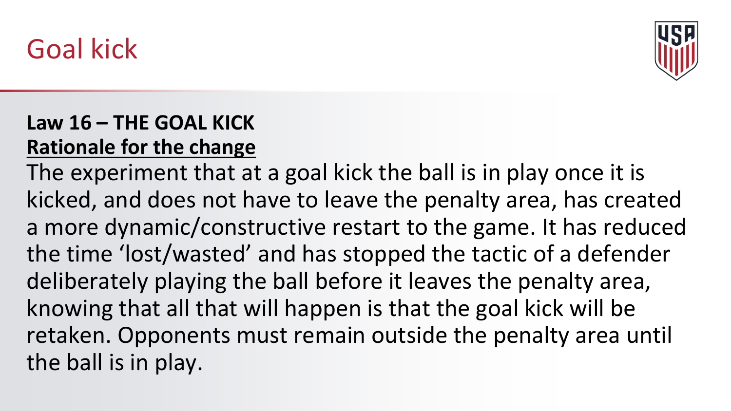# Goal kick

**Law 16 – THE GOAL KICK**

**<u>Rationale for the change</u>**

The experiment that at a goal kick the ball is in play once it is kicked, and does not have to leave the penalty area, has created a more dynamic/constructive restart to the game. It has reduced the time 'lost/wasted' and has stopped the tactic of a defender deliberately playing the ball before it leaves the penalty area, knowing that all that will happen is that the goal kick will be retaken. Opponents must remain outside the penalty area until the ball is in play.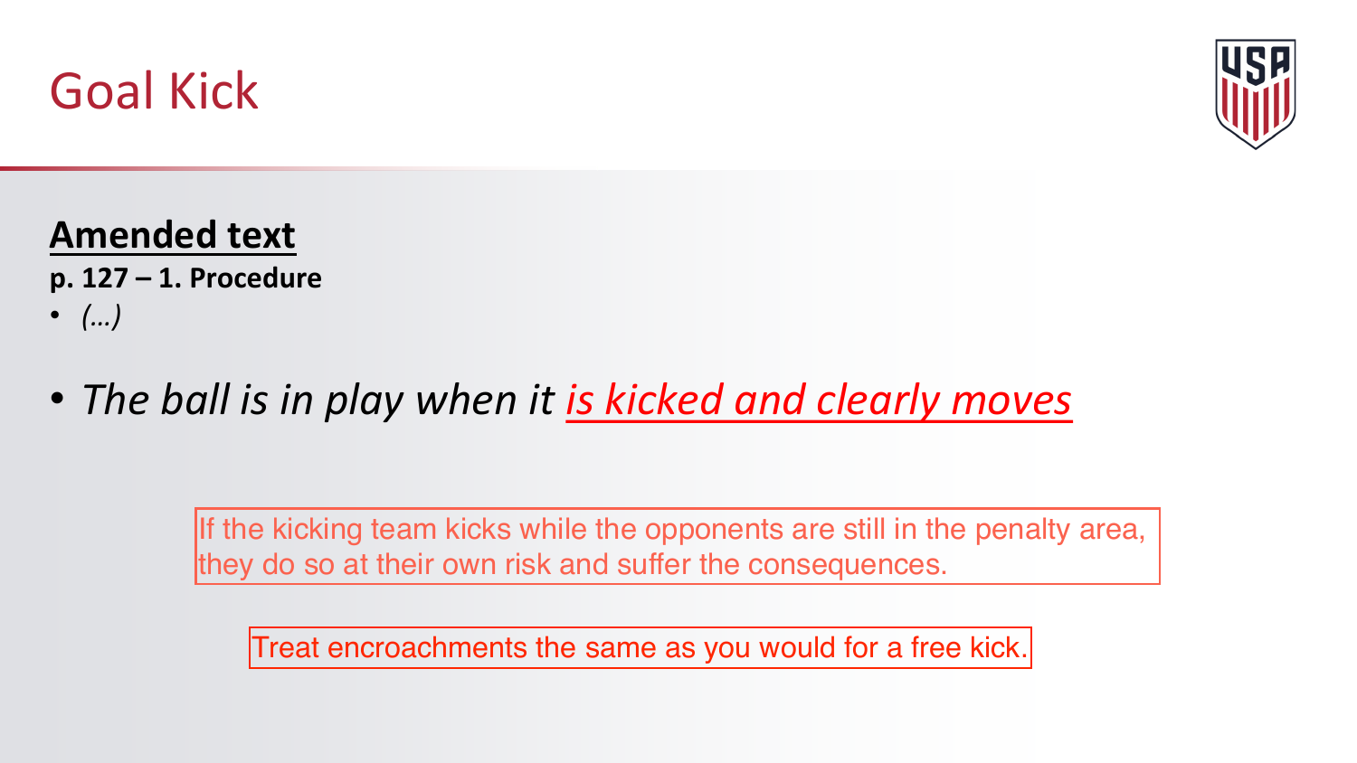# Goal Kick

**<u>Amended text</u>**

**p. 127 – 1. Procedure**

- *(…)*

- *The ball is in play when it <u>is kicked and clearly moves</u>*

If the kicking team kicks while the opponents are still in the penalty area, they do so at their own risk and suffer the consequences.

Treat encroachments the same as you would for a free kick.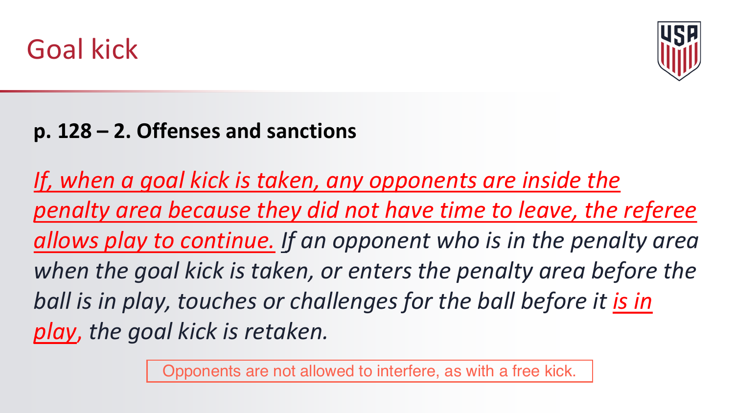# Goal kick

**p. 128 – 2. Offenses and sanctions**

*If, when a goal kick is taken, any opponents are inside the penalty area because they did not have time to leave, the referee allows play to continue. If an opponent who is in the penalty area when the goal kick is taken, or enters the penalty area before the ball is in play, touches or challenges for the ball before it is in play, the goal kick is retaken.*

Opponents are not allowed to interfere, as with a free kick.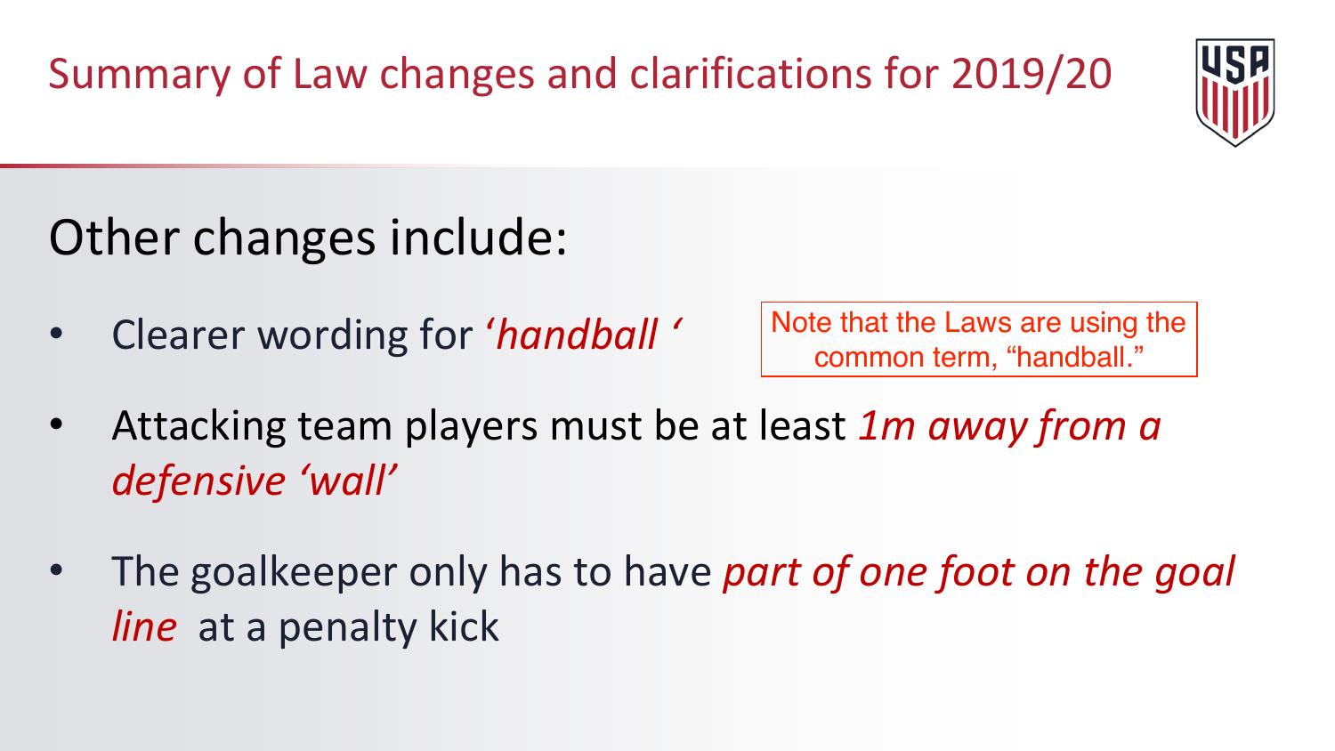# Summary of Law changes and clarifications for 2019/20

## Other changes include:

- Clearer wording for *'handball '*

Note that the Laws are using the common term, "handball."

- Attacking team players must be at least *1m away from a defensive 'wall'*
- The goalkeeper only has to have *part of one foot on the goal line* at a penalty kick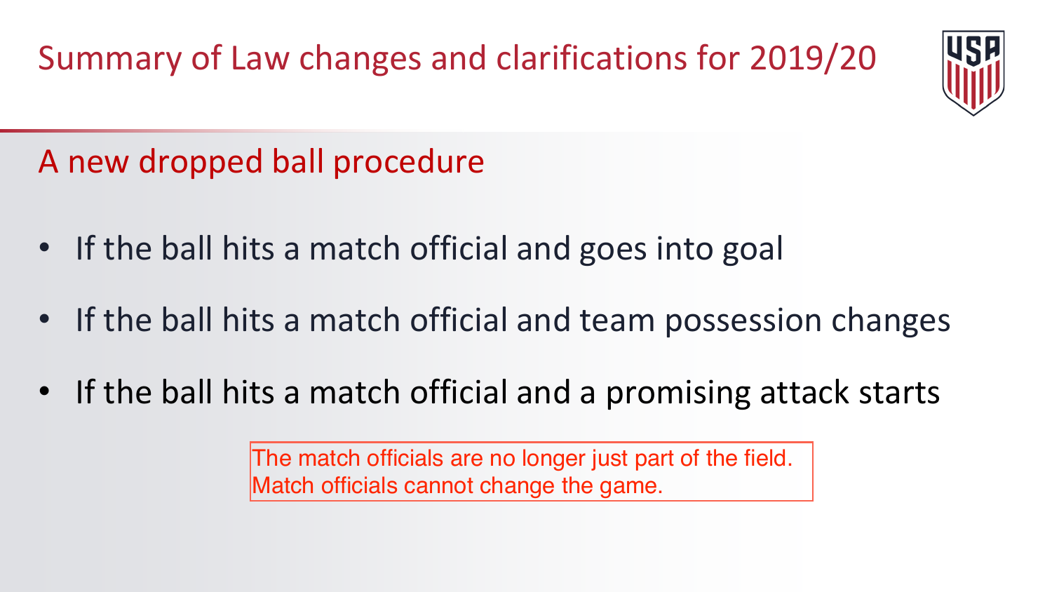# Summary of Law changes and clarifications for 2019/20

## A new dropped ball procedure

- If the ball hits a match official and goes into goal
- If the ball hits a match official and team possession changes
- If the ball hits a match official and a promising attack starts

The match officials are no longer just part of the field.
Match officials cannot change the game.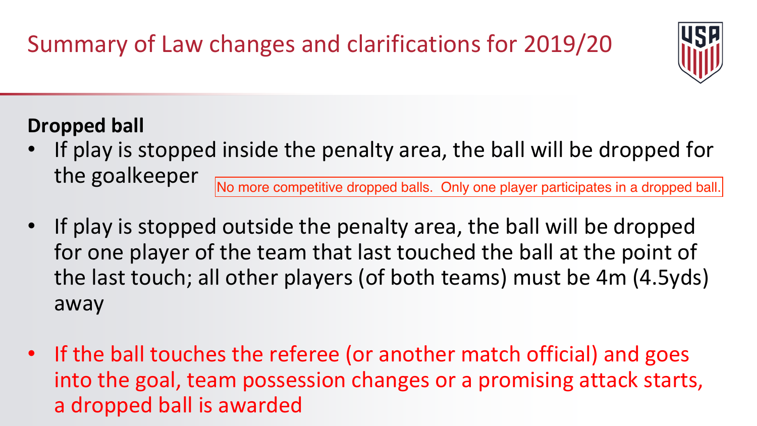# Summary of Law changes and clarifications for 2019/20

**Dropped ball**

- If play is stopped inside the penalty area, the ball will be dropped for the goalkeeper

No more competitive dropped balls. Only one player participates in a dropped ball.

- If play is stopped outside the penalty area, the ball will be dropped for one player of the team that last touched the ball at the point of the last touch; all other players (of both teams) must be 4m (4.5yds) away
- If the ball touches the referee (or another match official) and goes into the goal, team possession changes or a promising attack starts, a dropped ball is awarded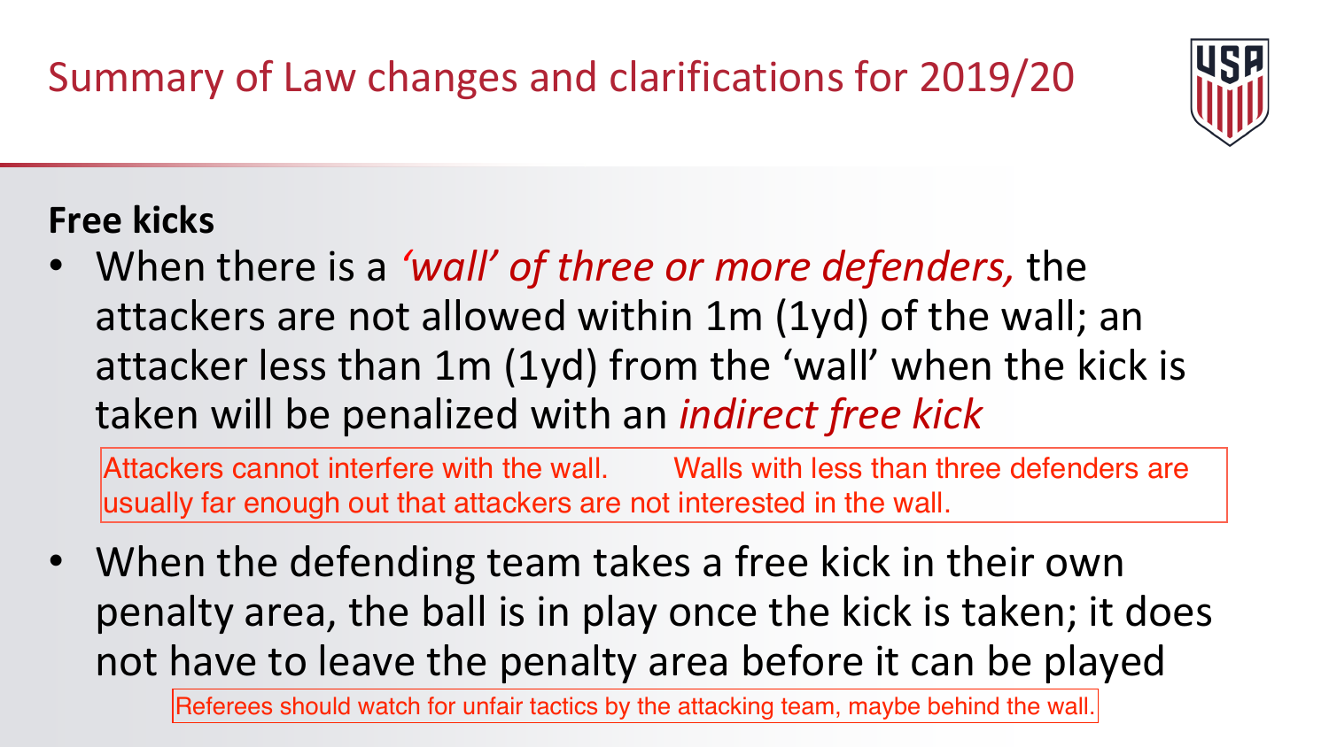# Summary of Law changes and clarifications for 2019/20

**Free kicks**

- When there is a *'wall' of three or more defenders,* the attackers are not allowed within 1m (1yd) of the wall; an attacker less than 1m (1yd) from the 'wall' when the kick is taken will be penalized with an *indirect free kick*

  Attackers cannot interfere with the wall. Walls with less than three defenders are usually far enough out that attackers are not interested in the wall.

- When the defending team takes a free kick in their own penalty area, the ball is in play once the kick is taken; it does not have to leave the penalty area before it can be played

  Referees should watch for unfair tactics by the attacking team, maybe behind the wall.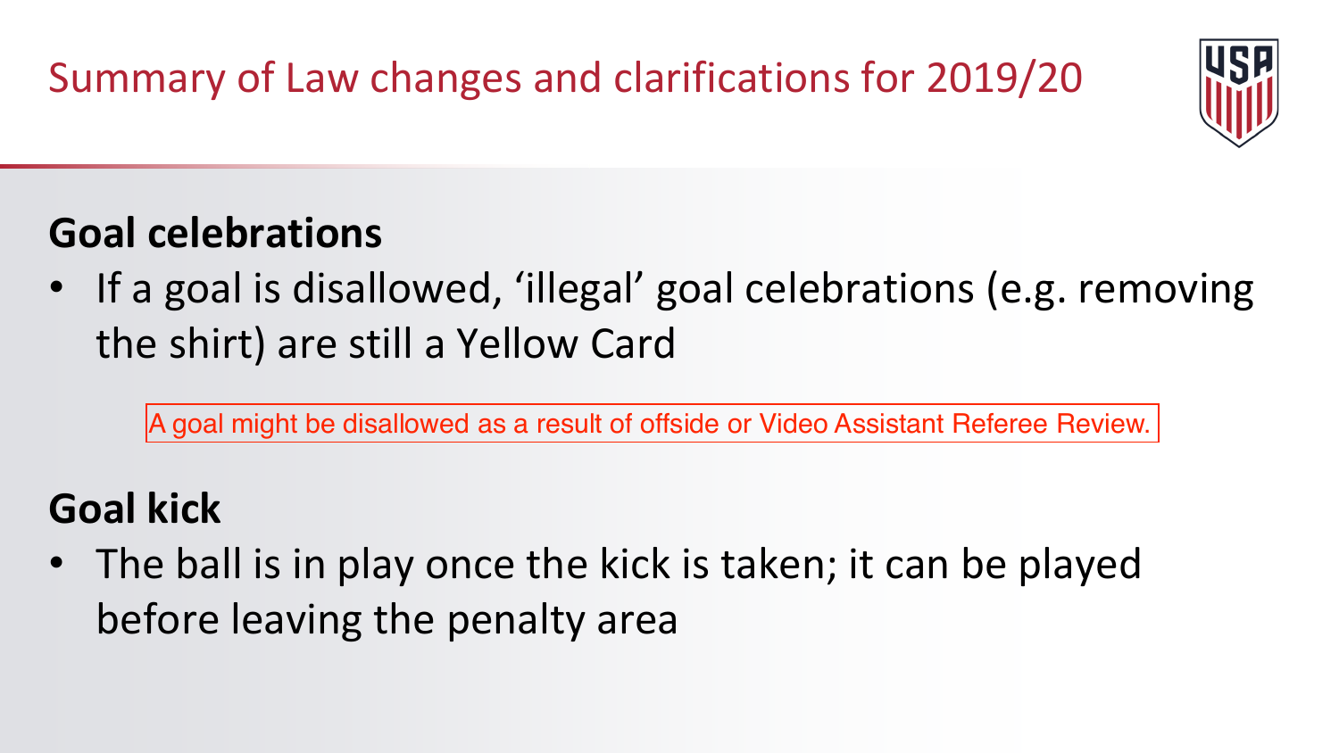# Summary of Law changes and clarifications for 2019/20

## Goal celebrations

- If a goal is disallowed, 'illegal' goal celebrations (e.g. removing the shirt) are still a Yellow Card

A goal might be disallowed as a result of offside or Video Assistant Referee Review.

## Goal kick

- The ball is in play once the kick is taken; it can be played before leaving the penalty area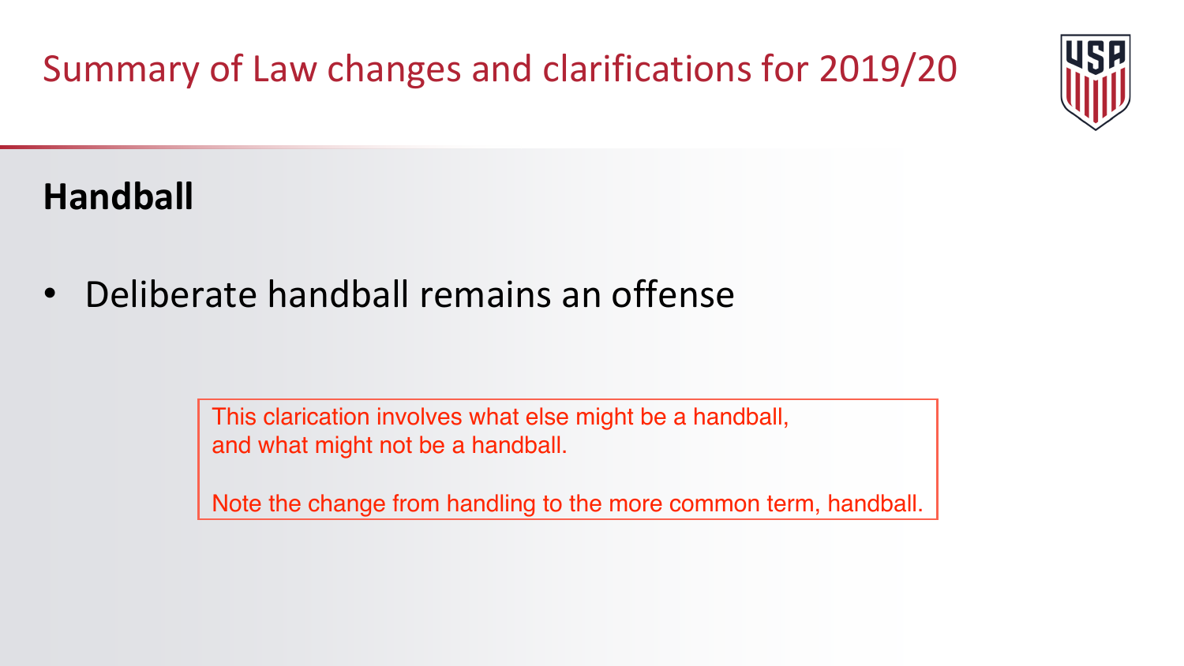# Summary of Law changes and clarifications for 2019/20

## Handball

- Deliberate handball remains an offense

This clarication involves what else might be a handball, and what might not be a handball.

Note the change from handling to the more common term, handball.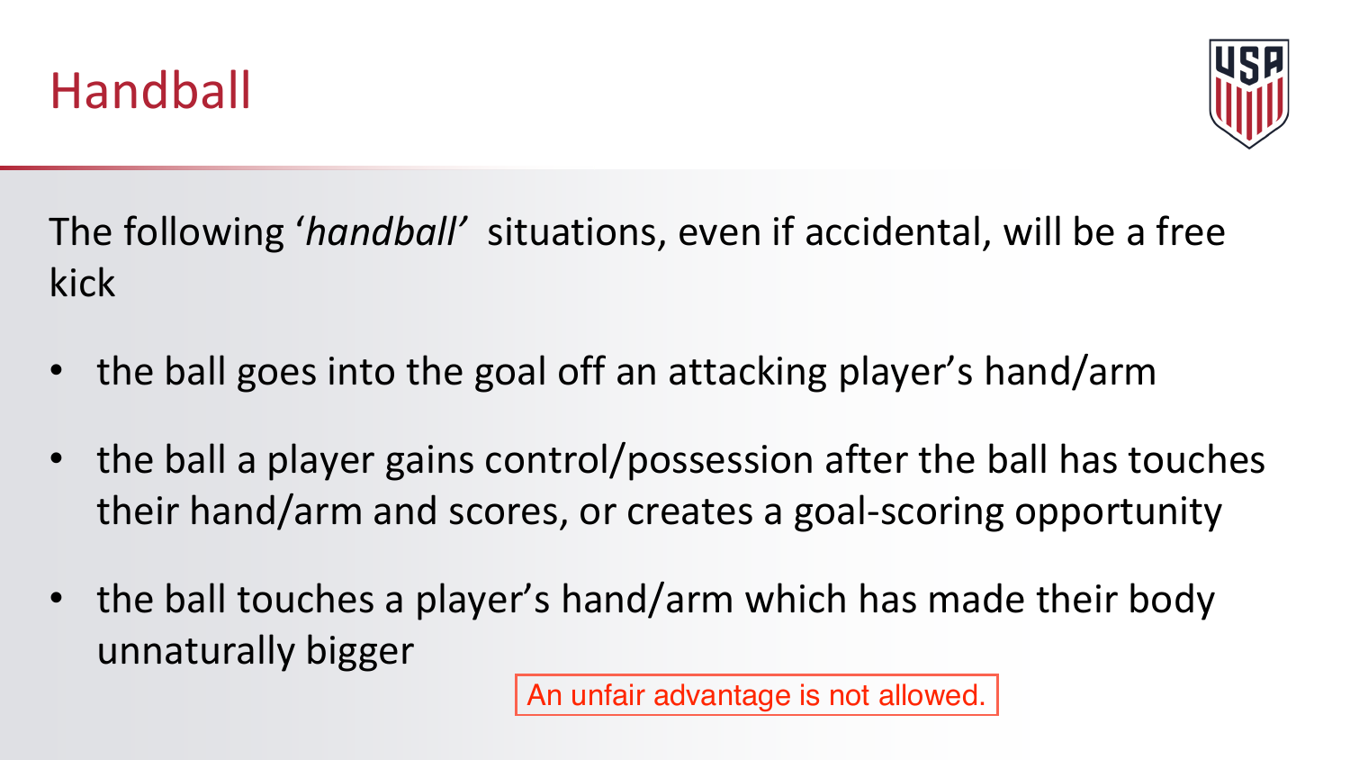# Handball

The following '*handball*' situations, even if accidental, will be a free kick

- the ball goes into the goal off an attacking player's hand/arm
- the ball a player gains control/possession after the ball has touches their hand/arm and scores, or creates a goal-scoring opportunity
- the ball touches a player's hand/arm which has made their body unnaturally bigger

An unfair advantage is not allowed.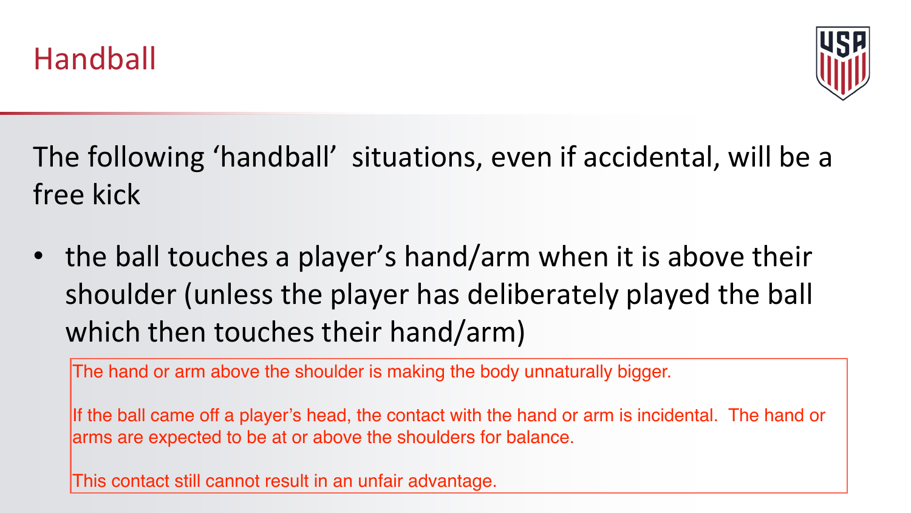# Handball

The following 'handball' situations, even if accidental, will be a free kick

- the ball touches a player's hand/arm when it is above their shoulder (unless the player has deliberately played the ball which then touches their hand/arm)

> The hand or arm above the shoulder is making the body unnaturally bigger.
>
> If the ball came off a player's head, the contact with the hand or arm is incidental. The hand or arms are expected to be at or above the shoulders for balance.
>
> This contact still cannot result in an unfair advantage.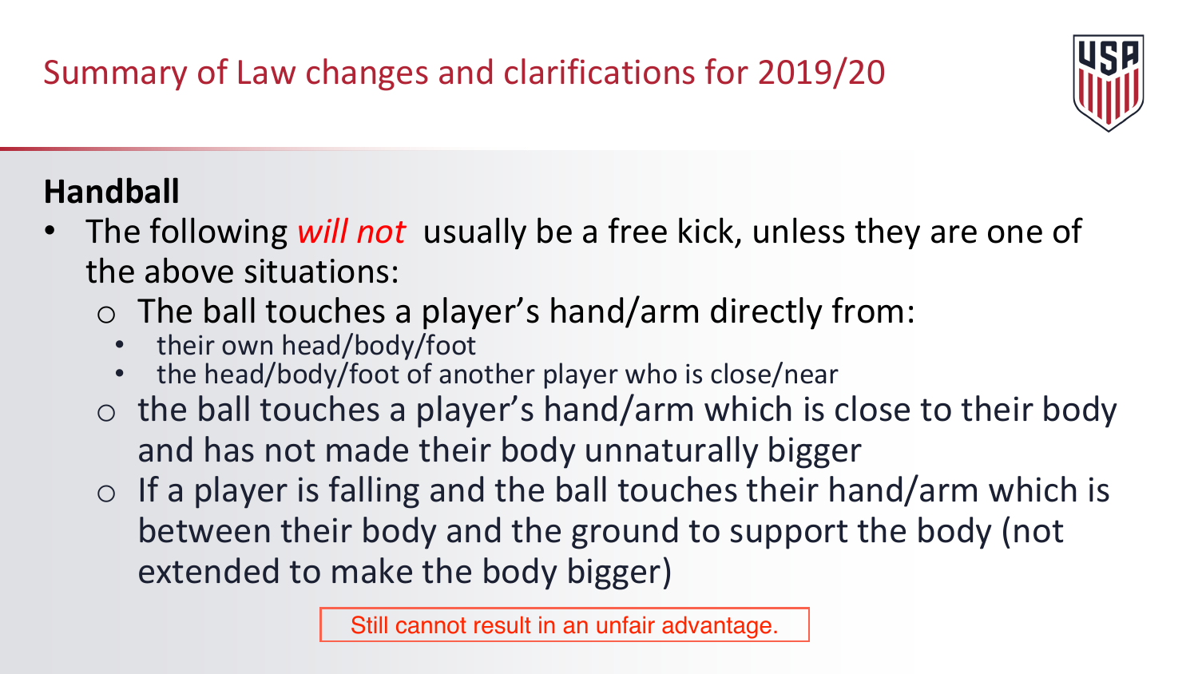# Summary of Law changes and clarifications for 2019/20

## Handball

- The following *will not* usually be a free kick, unless they are one of the above situations:
  - The ball touches a player's hand/arm directly from:
    - their own head/body/foot
    - the head/body/foot of another player who is close/near
  - the ball touches a player's hand/arm which is close to their body and has not made their body unnaturally bigger
  - If a player is falling and the ball touches their hand/arm which is between their body and the ground to support the body (not extended to make the body bigger)

Still cannot result in an unfair advantage.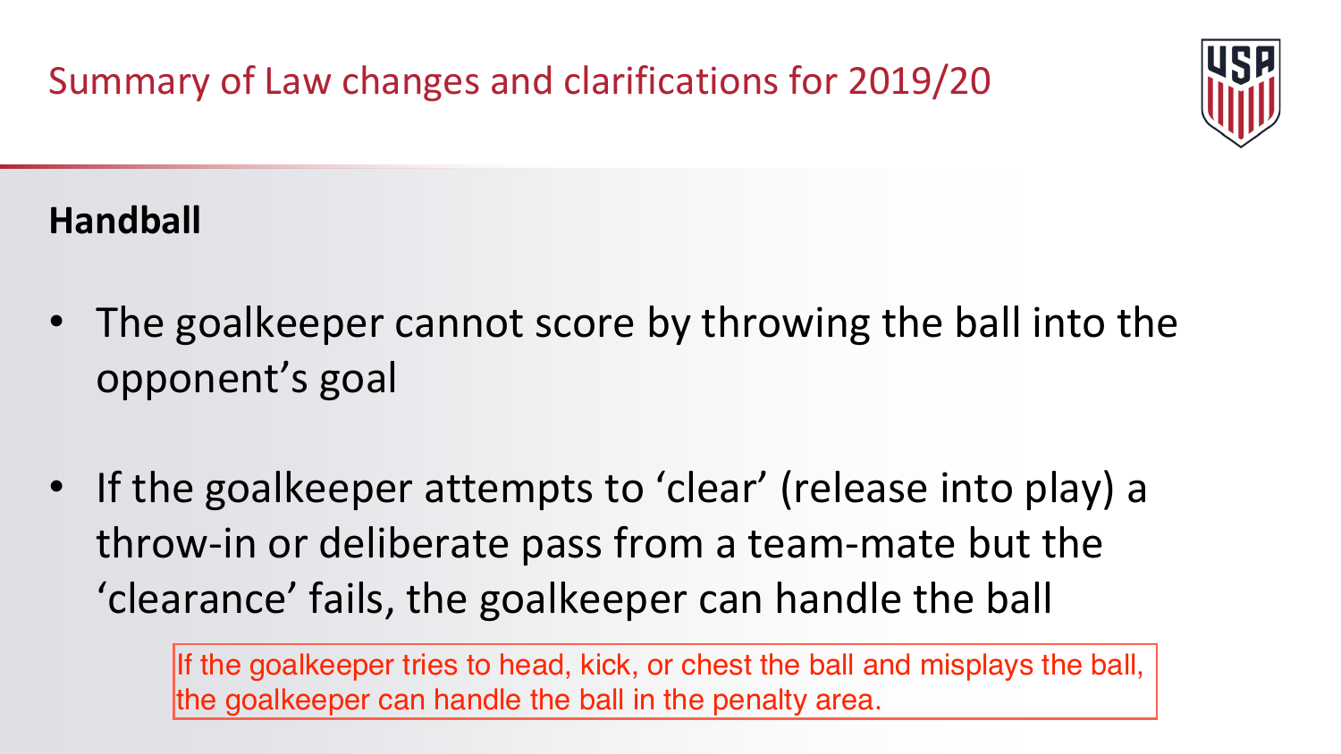# Summary of Law changes and clarifications for 2019/20

**Handball**

- The goalkeeper cannot score by throwing the ball into the opponent's goal
- If the goalkeeper attempts to 'clear' (release into play) a throw-in or deliberate pass from a team-mate but the 'clearance' fails, the goalkeeper can handle the ball

If the goalkeeper tries to head, kick, or chest the ball and misplays the ball, the goalkeeper can handle the ball in the penalty area.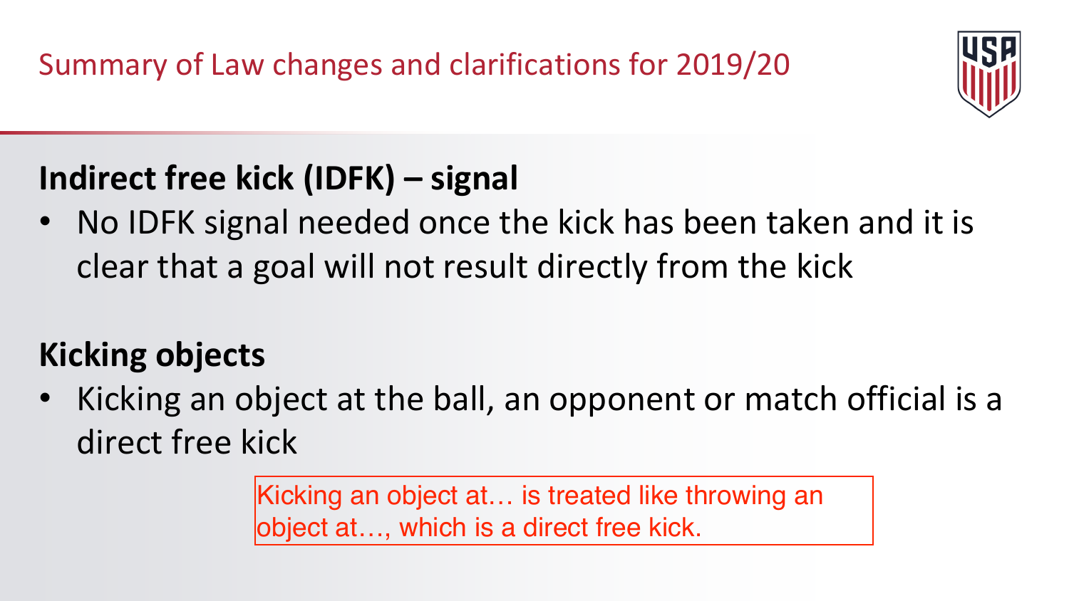# Summary of Law changes and clarifications for 2019/20

## Indirect free kick (IDFK) – signal

- No IDFK signal needed once the kick has been taken and it is clear that a goal will not result directly from the kick

## Kicking objects

- Kicking an object at the ball, an opponent or match official is a direct free kick

Kicking an object at… is treated like throwing an object at…, which is a direct free kick.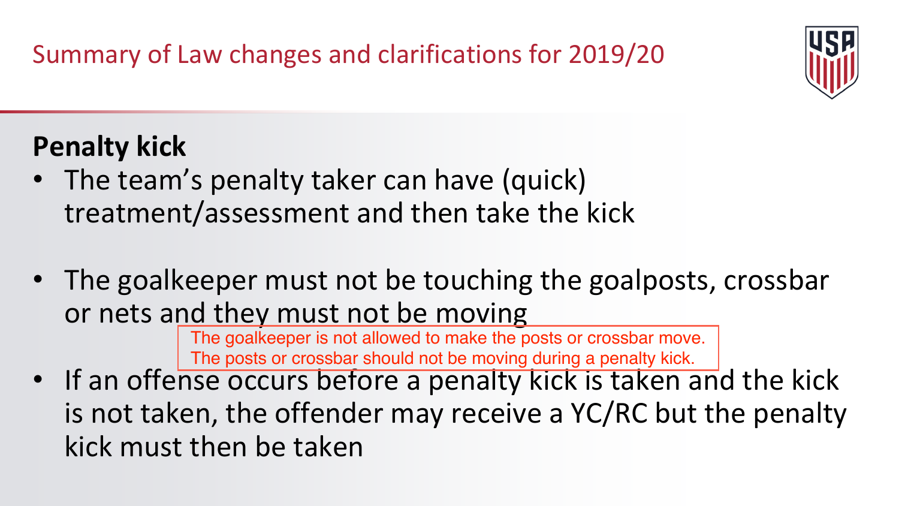## Summary of Law changes and clarifications for 2019/20

### Penalty kick

- The team's penalty taker can have (quick) treatment/assessment and then take the kick
- The goalkeeper must not be touching the goalposts, crossbar or nets and they must not be moving

  The goalkeeper is not allowed to make the posts or crossbar move. The posts or crossbar should not be moving during a penalty kick.

- If an offense occurs before a penalty kick is taken and the kick is not taken, the offender may receive a YC/RC but the penalty kick must then be taken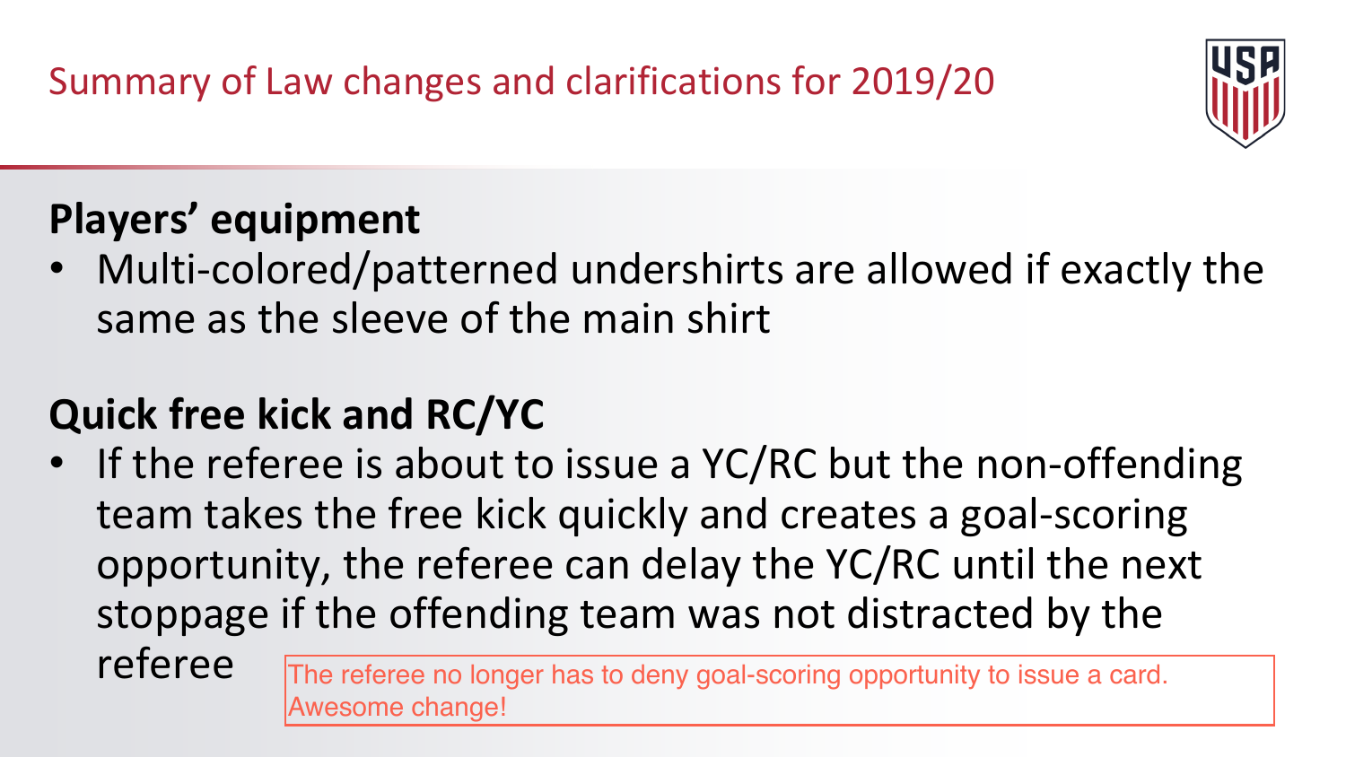# Summary of Law changes and clarifications for 2019/20

## Players' equipment

- Multi-colored/patterned undershirts are allowed if exactly the same as the sleeve of the main shirt

## Quick free kick and RC/YC

- If the referee is about to issue a YC/RC but the non-offending team takes the free kick quickly and creates a goal-scoring opportunity, the referee can delay the YC/RC until the next stoppage if the offending team was not distracted by the referee

The referee no longer has to deny goal-scoring opportunity to issue a card. Awesome change!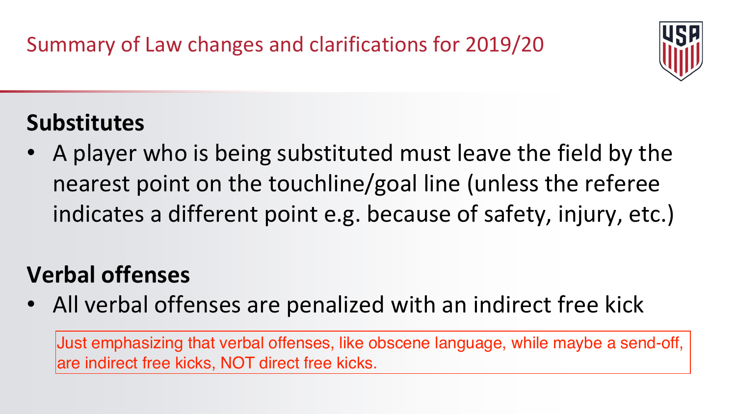# Summary of Law changes and clarifications for 2019/20

## Substitutes

- A player who is being substituted must leave the field by the nearest point on the touchline/goal line (unless the referee indicates a different point e.g. because of safety, injury, etc.)

## Verbal offenses

- All verbal offenses are penalized with an indirect free kick

Just emphasizing that verbal offenses, like obscene language, while maybe a send-off, are indirect free kicks, NOT direct free kicks.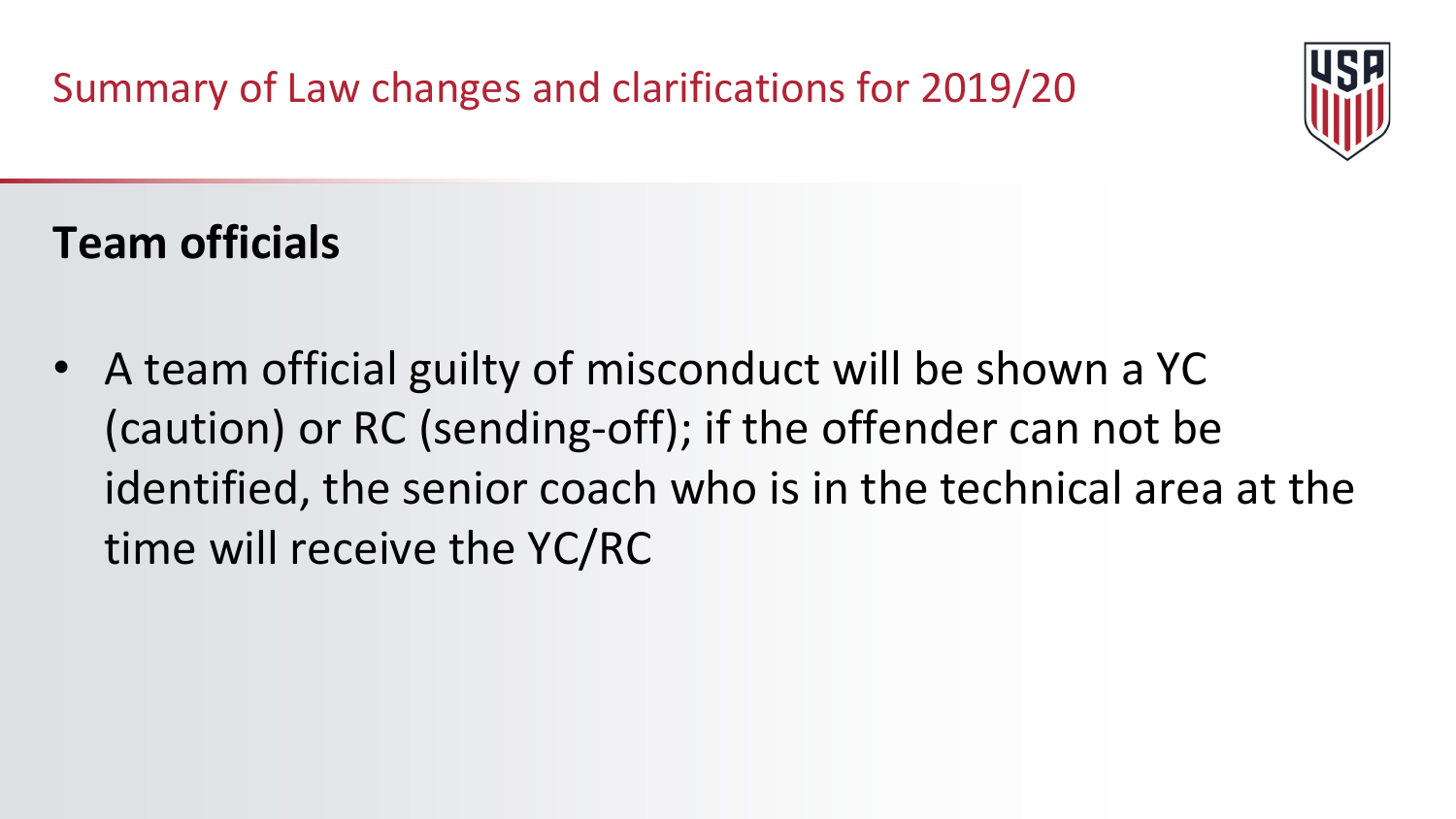## Summary of Law changes and clarifications for 2019/20

### Team officials

- A team official guilty of misconduct will be shown a YC (caution) or RC (sending-off); if the offender can not be identified, the senior coach who is in the technical area at the time will receive the YC/RC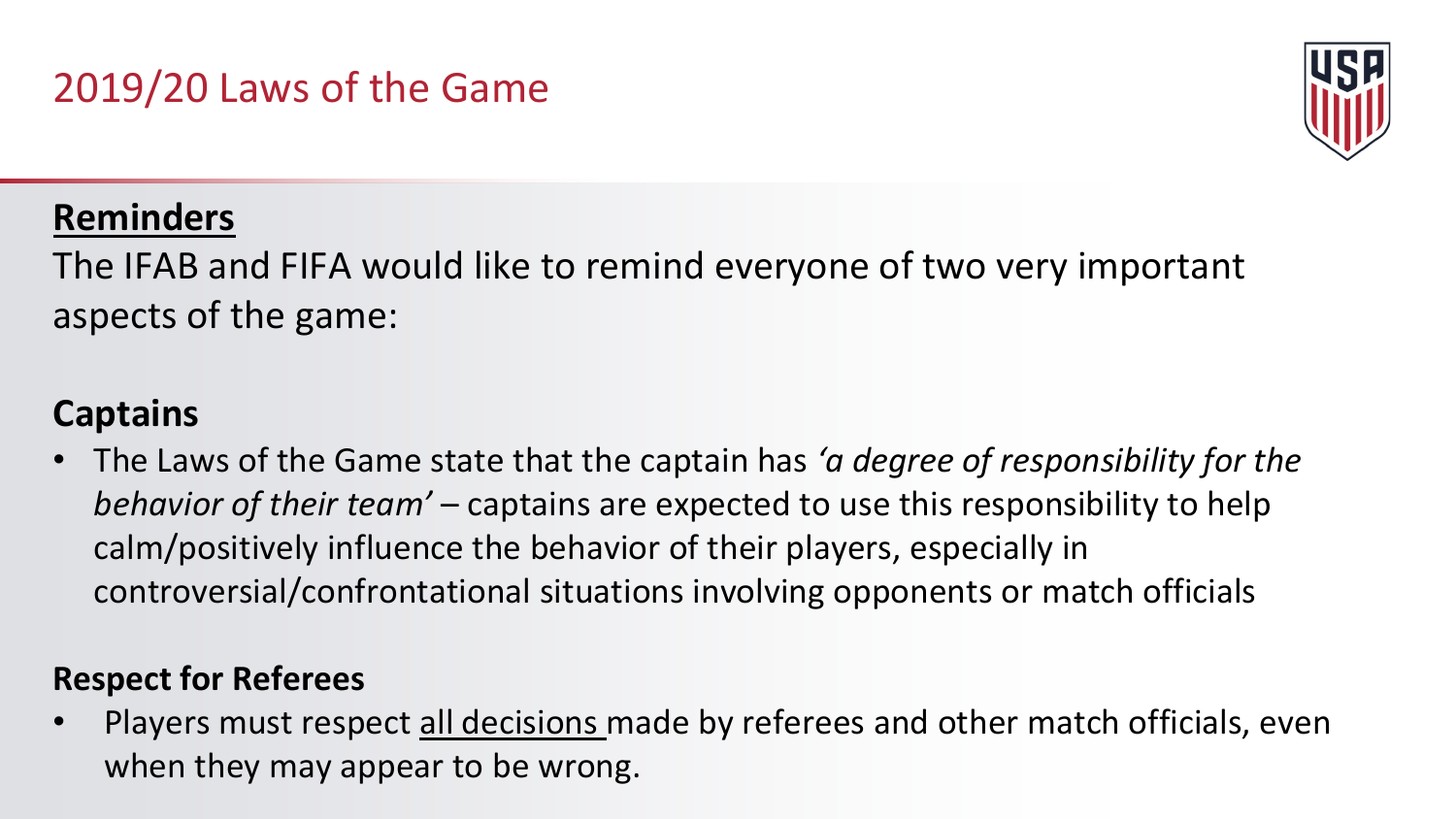# 2019/20 Laws of the Game

**Reminders**

The IFAB and FIFA would like to remind everyone of two very important aspects of the game:

## Captains

- The Laws of the Game state that the captain has *'a degree of responsibility for the behavior of their team'* – captains are expected to use this responsibility to help calm/positively influence the behavior of their players, especially in controversial/confrontational situations involving opponents or match officials

### Respect for Referees

- Players must respect all decisions made by referees and other match officials, even when they may appear to be wrong.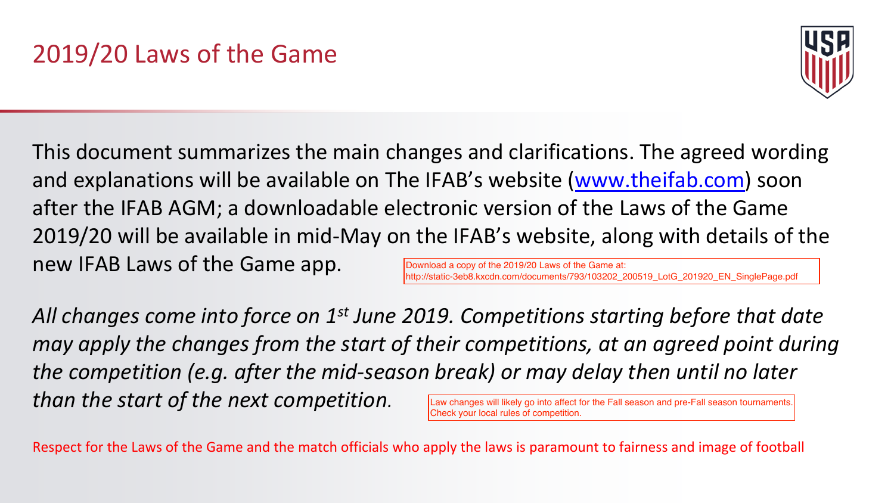# 2019/20 Laws of the Game

This document summarizes the main changes and clarifications. The agreed wording and explanations will be available on The IFAB's website (www.theifab.com) soon after the IFAB AGM; a downloadable electronic version of the Laws of the Game 2019/20 will be available in mid-May on the IFAB's website, along with details of the new IFAB Laws of the Game app.

Download a copy of the 2019/20 Laws of the Game at:
http://static-3eb8.kxcdn.com/documents/793/103202_200519_LotG_201920_EN_SinglePage.pdf

*All changes come into force on 1st June 2019. Competitions starting before that date may apply the changes from the start of their competitions, at an agreed point during the competition (e.g. after the mid-season break) or may delay then until no later than the start of the next competition.*

Law changes will likely go into affect for the Fall season and pre-Fall season tournaments. Check your local rules of competition.

Respect for the Laws of the Game and the match officials who apply the laws is paramount to fairness and image of football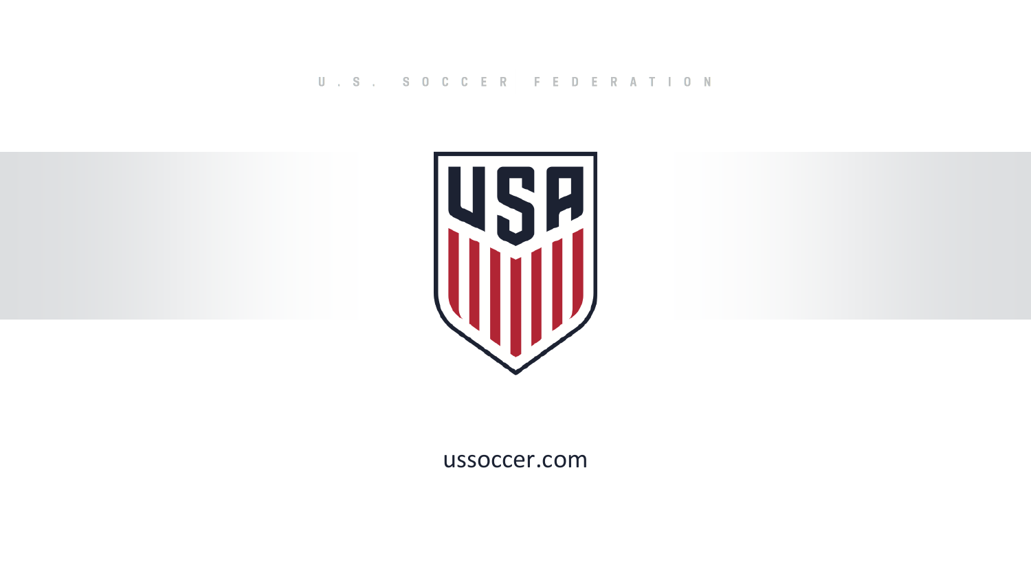U.S. SOCCER FEDERATION

USA

ussoccer.com